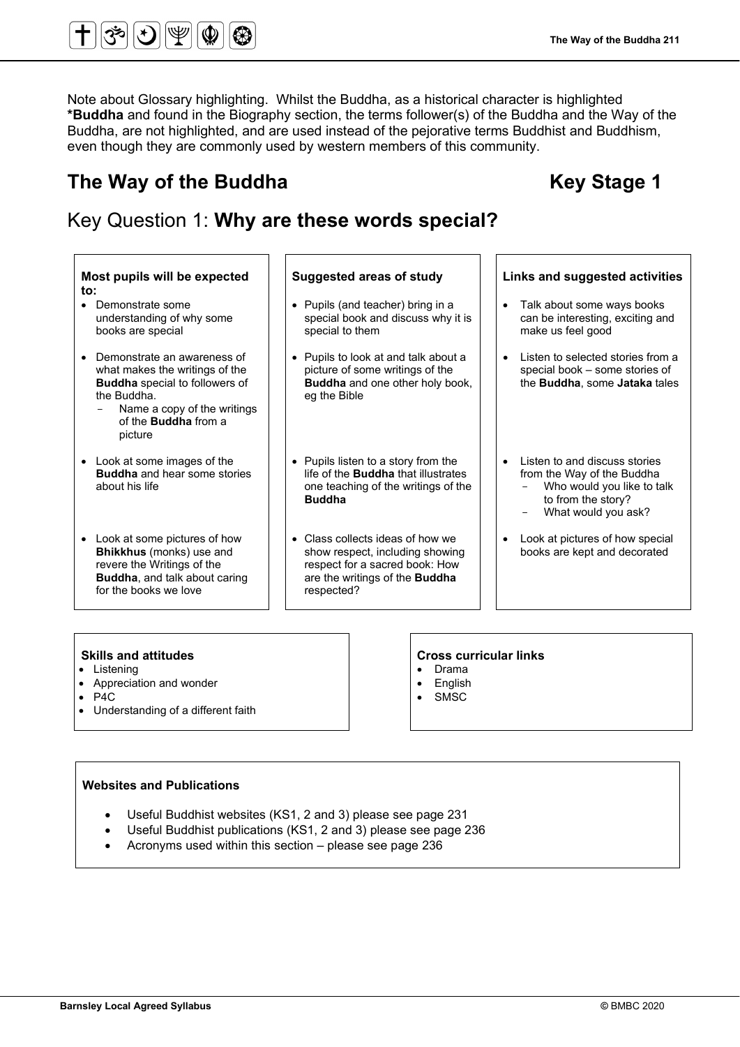Note about Glossary highlighting. Whilst the Buddha, as a historical character is highlighted ***Buddha** and found in the Biography section, the terms follower(s) of the Buddha and the Way of the Buddha, are not highlighted, and are used instead of the pejorative terms Buddhist and Buddhism, even though they are commonly used by western members of this community.

# The Way of the Buddha — Key Stage 1

## Key Question 1: **Why are these words special?**

| **Most pupils will be expected to:** | **Suggested areas of study** | **Links and suggested activities** |
|---|---|---|
| • Demonstrate some understanding of why some books are special | • Pupils (and teacher) bring in a special book and discuss why it is special to them | • Talk about some ways books can be interesting, exciting and make us feel good |
| • Demonstrate an awareness of what makes the writings of the **Buddha** special to followers of the Buddha.<br>- Name a copy of the writings of the **Buddha** from a picture | • Pupils to look at and talk about a picture of some writings of the **Buddha** and one other holy book, eg the Bible | • Listen to selected stories from a special book – some stories of the **Buddha**, some **Jataka** tales |
| • Look at some images of the **Buddha** and hear some stories about his life | • Pupils listen to a story from the life of the **Buddha** that illustrates one teaching of the writings of the **Buddha** | • Listen to and discuss stories from the Way of the Buddha<br>- Who would you like to talk to from the story?<br>- What would you ask? |
| • Look at some pictures of how **Bhikkhus** (monks) use and revere the Writings of the **Buddha**, and talk about caring for the books we love | • Class collects ideas of how we show respect, including showing respect for a sacred book: How are the writings of the **Buddha** respected? | • Look at pictures of how special books are kept and decorated |

**Skills and attitudes**

- Listening
- Appreciation and wonder
- P4C
- Understanding of a different faith

**Cross curricular links**

- Drama
- English
- SMSC

**Websites and Publications**

- Useful Buddhist websites (KS1, 2 and 3) please see page 231
- Useful Buddhist publications (KS1, 2 and 3) please see page 236
- Acronyms used within this section – please see page 236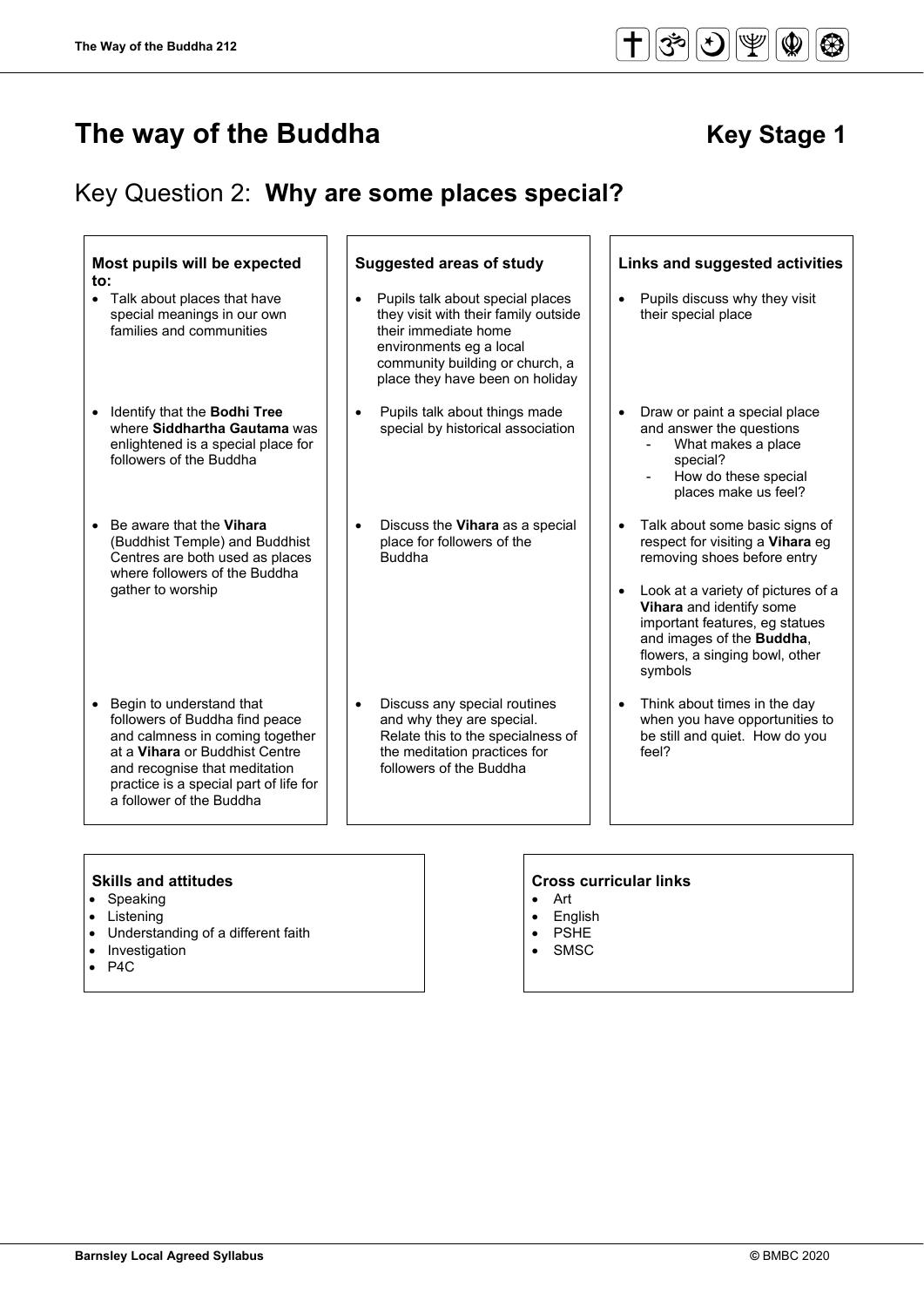# The way of the Buddha

**Key Stage 1**

## Key Question 2: **Why are some places special?**

| Most pupils will be expected to: | Suggested areas of study | Links and suggested activities |
| --- | --- | --- |
| • Talk about places that have special meanings in our own families and communities | • Pupils talk about special places they visit with their family outside their immediate home environments eg a local community building or church, a place they have been on holiday | • Pupils discuss why they visit their special place |
| • Identify that the **Bodhi Tree** where **Siddhartha Gautama** was enlightened is a special place for followers of the Buddha | • Pupils talk about things made special by historical association | • Draw or paint a special place and answer the questions <br> - What makes a place special? <br> - How do these special places make us feel? |
| • Be aware that the **Vihara** (Buddhist Temple) and Buddhist Centres are both used as places where followers of the Buddha gather to worship | • Discuss the **Vihara** as a special place for followers of the Buddha | • Talk about some basic signs of respect for visiting a **Vihara** eg removing shoes before entry <br> • Look at a variety of pictures of a **Vihara** and identify some important features, eg statues and images of the **Buddha**, flowers, a singing bowl, other symbols |
| • Begin to understand that followers of Buddha find peace and calmness in coming together at a **Vihara** or Buddhist Centre and recognise that meditation practice is a special part of life for a follower of the Buddha | • Discuss any special routines and why they are special. Relate this to the specialness of the meditation practices for followers of the Buddha | • Think about times in the day when you have opportunities to be still and quiet. How do you feel? |

### Skills and attitudes

- Speaking
- Listening
- Understanding of a different faith
- Investigation
- P4C

### Cross curricular links

- Art
- English
- PSHE
- SMSC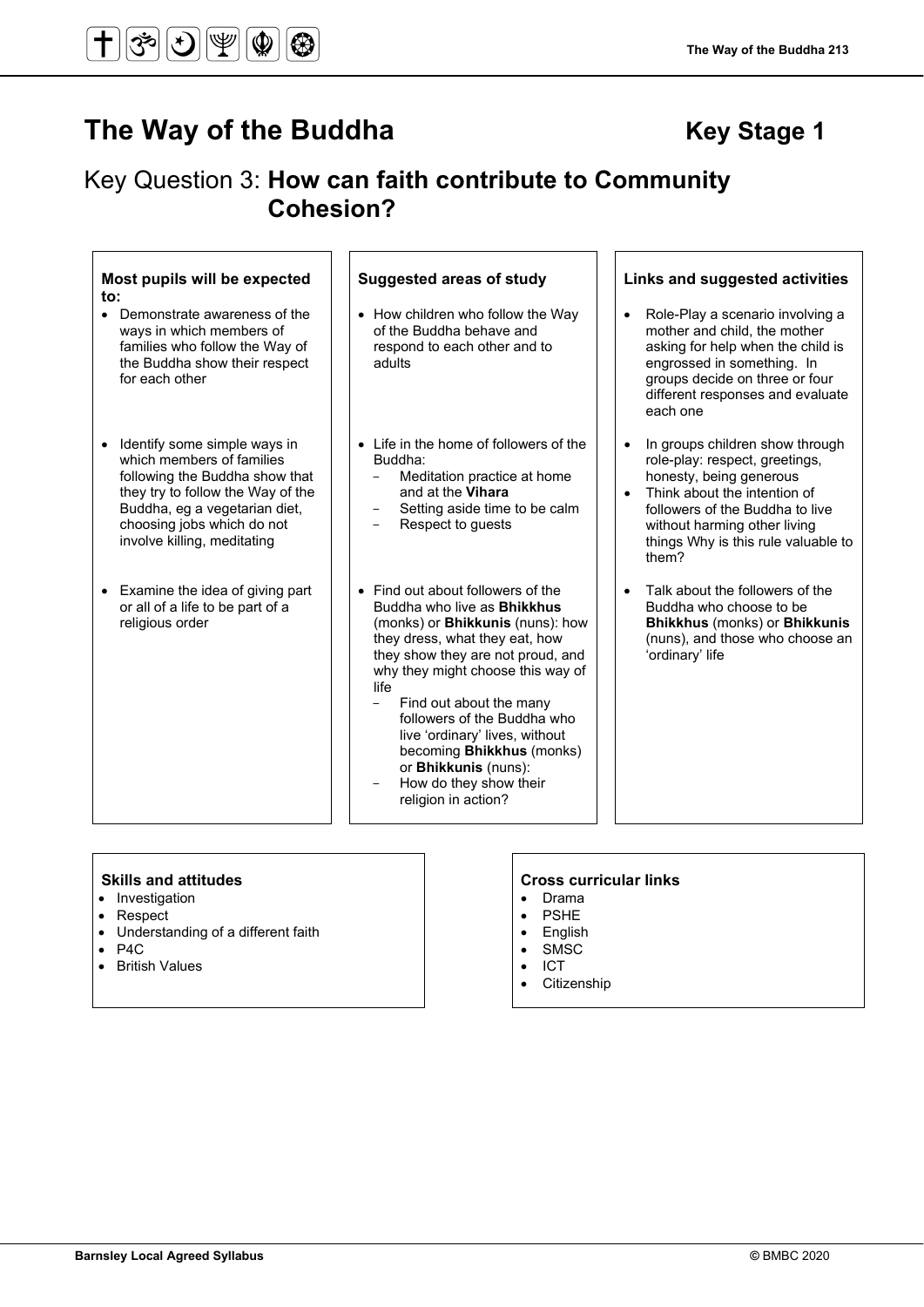# The Way of the Buddha — Key Stage 1

## Key Question 3: **How can faith contribute to Community Cohesion?**

| Most pupils will be expected to: | Suggested areas of study | Links and suggested activities |
|---|---|---|
| • Demonstrate awareness of the ways in which members of families who follow the Way of the Buddha show their respect for each other | • How children who follow the Way of the Buddha behave and respond to each other and to adults | • Role-Play a scenario involving a mother and child, the mother asking for help when the child is engrossed in something. In groups decide on three or four different responses and evaluate each one |
| • Identify some simple ways in which members of families following the Buddha show that they try to follow the Way of the Buddha, eg a vegetarian diet, choosing jobs which do not involve killing, meditating | • Life in the home of followers of the Buddha:<br>– Meditation practice at home and at the **Vihara**<br>– Setting aside time to be calm<br>– Respect to guests | • In groups children show through role-play: respect, greetings, honesty, being generous<br>• Think about the intention of followers of the Buddha to live without harming other living things Why is this rule valuable to them? |
| • Examine the idea of giving part or all of a life to be part of a religious order | • Find out about followers of the Buddha who live as **Bhikkhus** (monks) or **Bhikkunis** (nuns): how they dress, what they eat, how they show they are not proud, and why they might choose this way of life<br>– Find out about the many followers of the Buddha who live 'ordinary' lives, without becoming **Bhikkhus** (monks) or **Bhikkunis** (nuns):<br>– How do they show their religion in action? | • Talk about the followers of the Buddha who choose to be **Bhikkhus** (monks) or **Bhikkunis** (nuns), and those who choose an 'ordinary' life |

**Skills and attitudes**
- Investigation
- Respect
- Understanding of a different faith
- P4C
- British Values

**Cross curricular links**
- Drama
- PSHE
- English
- SMSC
- ICT
- Citizenship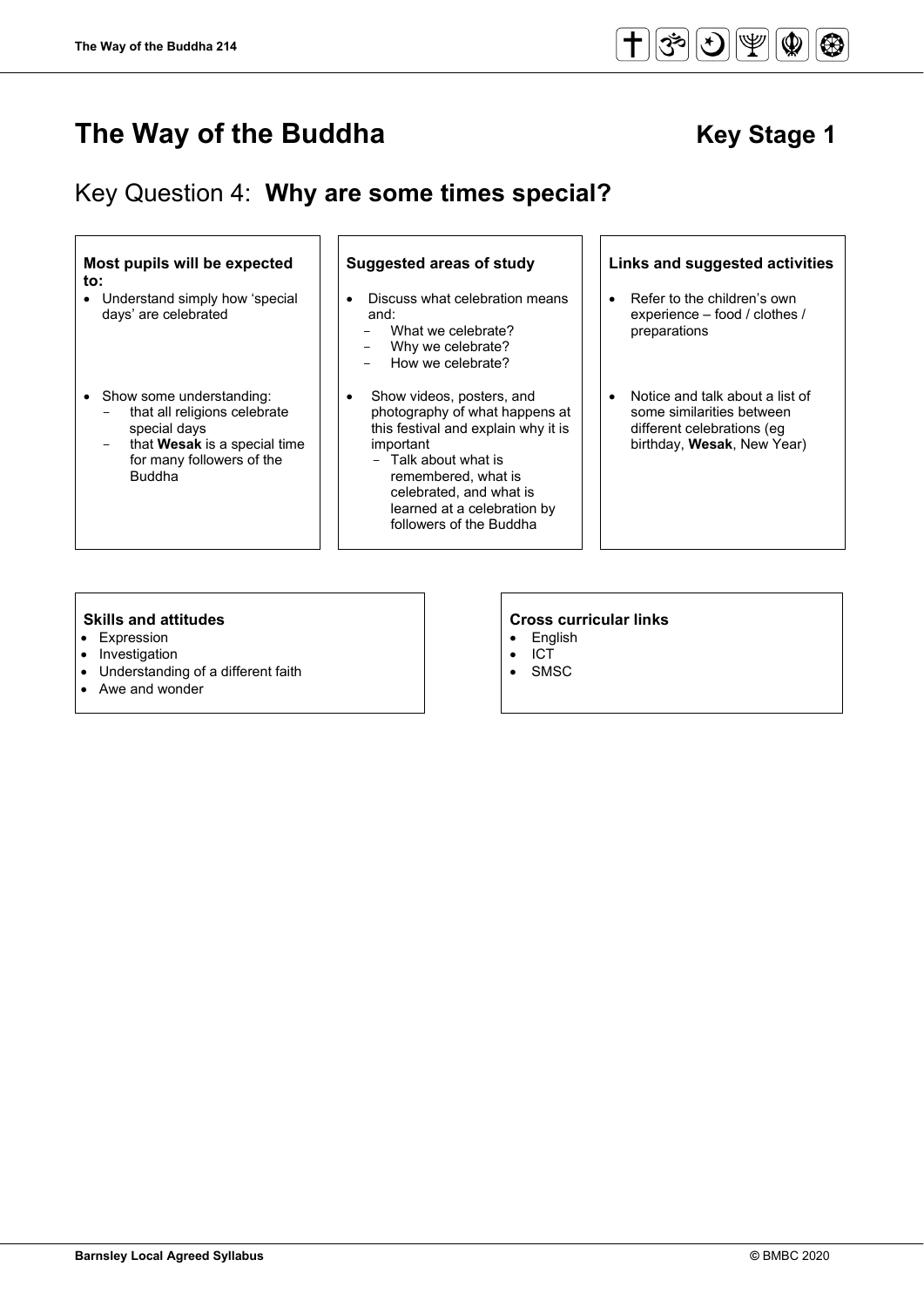# The Way of the Buddha

## Key Stage 1

## Key Question 4: **Why are some times special?**

| Most pupils will be expected to: | Suggested areas of study | Links and suggested activities |
| --- | --- | --- |
| • Understand simply how 'special days' are celebrated | • Discuss what celebration means and:<br>- What we celebrate?<br>- Why we celebrate?<br>- How we celebrate? | • Refer to the children's own experience – food / clothes / preparations |
| • Show some understanding:<br>- that all religions celebrate special days<br>- that **Wesak** is a special time for many followers of the Buddha | • Show videos, posters, and photography of what happens at this festival and explain why it is important<br>- Talk about what is remembered, what is celebrated, and what is learned at a celebration by followers of the Buddha | • Notice and talk about a list of some similarities between different celebrations (eg birthday, **Wesak**, New Year) |

**Skills and attitudes**

- Expression
- Investigation
- Understanding of a different faith
- Awe and wonder

**Cross curricular links**

- English
- ICT
- SMSC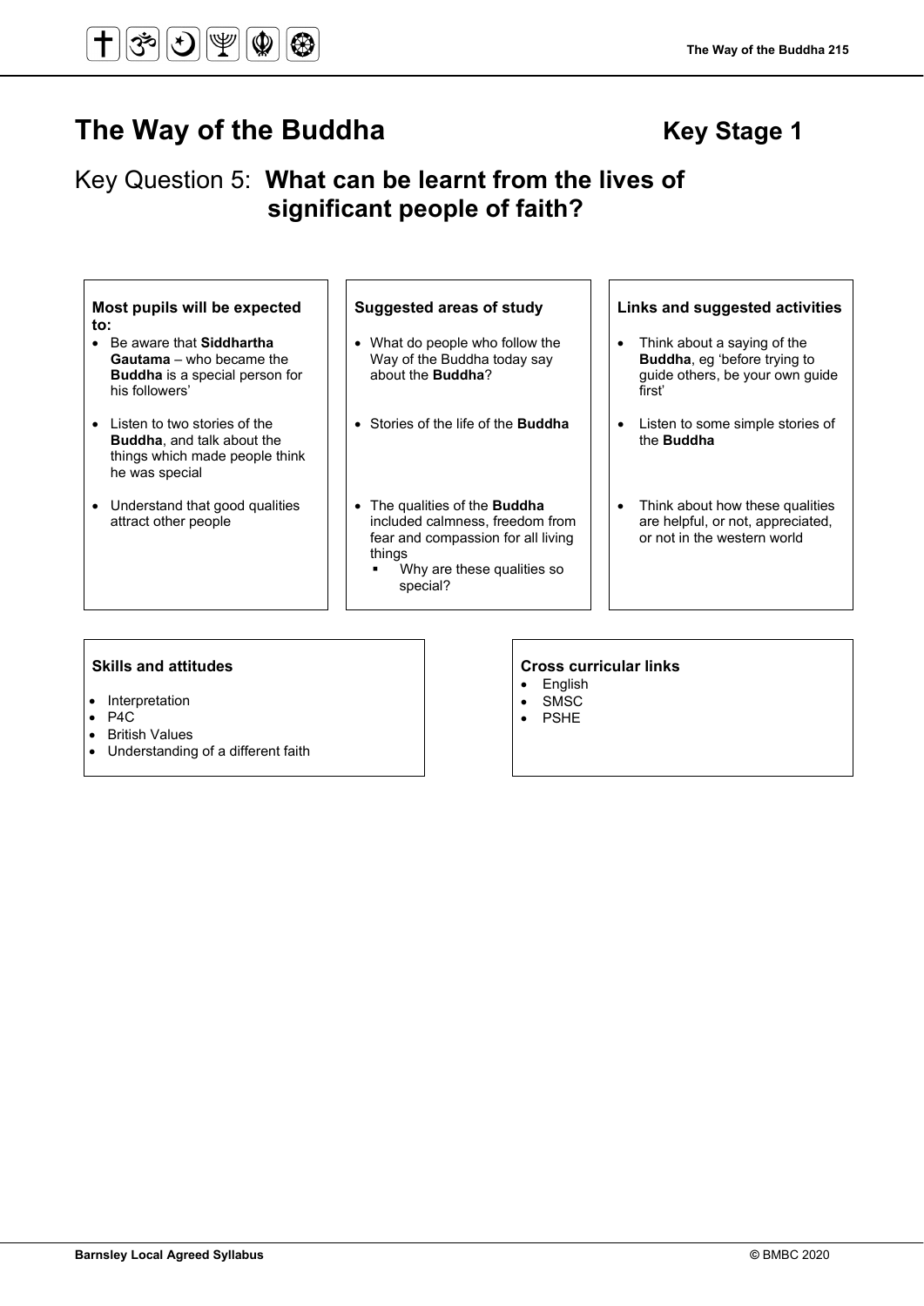# The Way of the Buddha — Key Stage 1

## Key Question 5: **What can be learnt from the lives of significant people of faith?**

| Most pupils will be expected to: | Suggested areas of study | Links and suggested activities |
| --- | --- | --- |
| Be aware that **Siddhartha Gautama** – who became the **Buddha** is a special person for his followers' | What do people who follow the Way of the Buddha today say about the **Buddha**? | Think about a saying of the **Buddha**, eg 'before trying to guide others, be your own guide first' |
| Listen to two stories of the **Buddha**, and talk about the things which made people think he was special | Stories of the life of the **Buddha** | Listen to some simple stories of the **Buddha** |
| Understand that good qualities attract other people | The qualities of the **Buddha** included calmness, freedom from fear and compassion for all living things<br>▪ Why are these qualities so special? | Think about how these qualities are helpful, or not, appreciated, or not in the western world |

**Skills and attitudes**

- Interpretation
- P4C
- British Values
- Understanding of a different faith

**Cross curricular links**

- English
- SMSC
- PSHE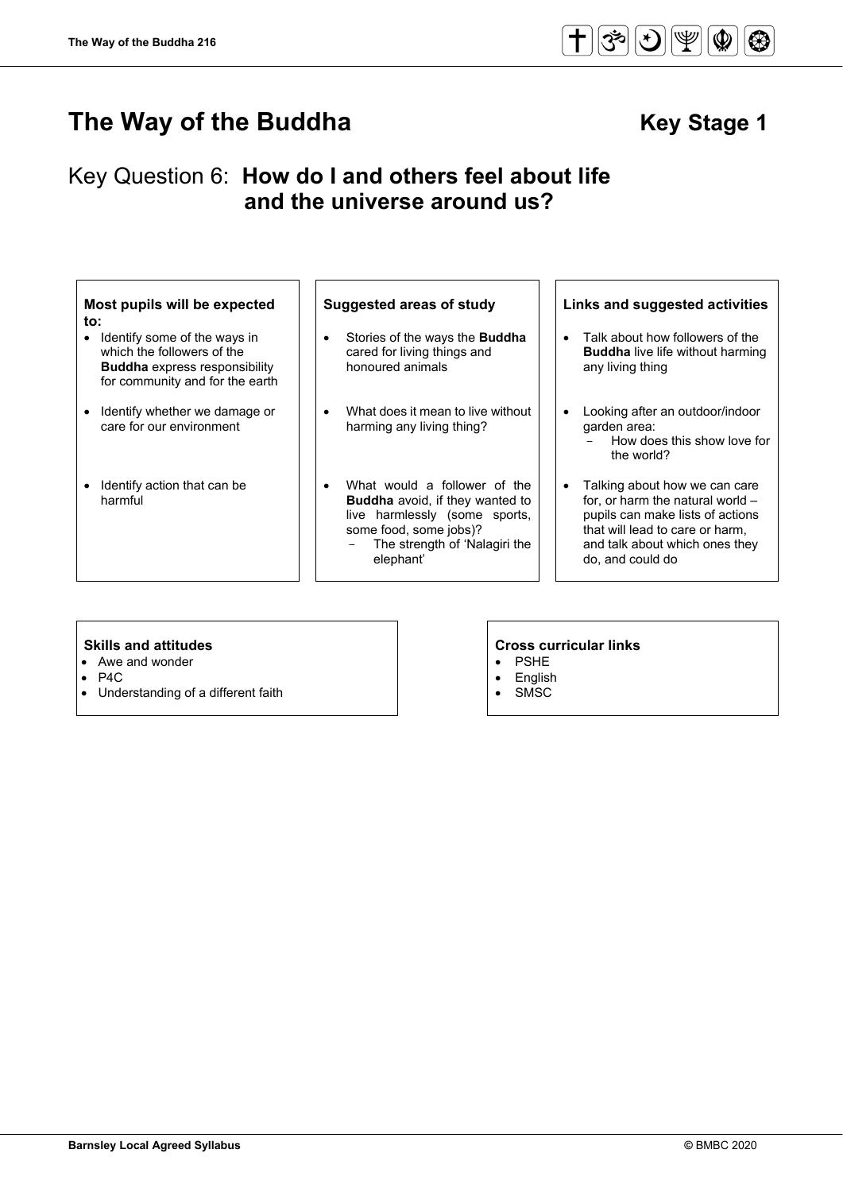# The Way of the Buddha

## Key Stage 1

## Key Question 6: **How do I and others feel about life and the universe around us?**

**Most pupils will be expected to:**

- Identify some of the ways in which the followers of the **Buddha** express responsibility for community and for the earth
- Identify whether we damage or care for our environment
- Identify action that can be harmful

**Suggested areas of study**

- Stories of the ways the **Buddha** cared for living things and honoured animals
- What does it mean to live without harming any living thing?
- What would a follower of the **Buddha** avoid, if they wanted to live harmlessly (some sports, some food, some jobs)?
  - The strength of 'Nalagiri the elephant'

**Links and suggested activities**

- Talk about how followers of the **Buddha** live life without harming any living thing
- Looking after an outdoor/indoor garden area:
  - How does this show love for the world?
- Talking about how we can care for, or harm the natural world – pupils can make lists of actions that will lead to care or harm, and talk about which ones they do, and could do

**Skills and attitudes**

- Awe and wonder
- P4C
- Understanding of a different faith

**Cross curricular links**

- PSHE
- English
- SMSC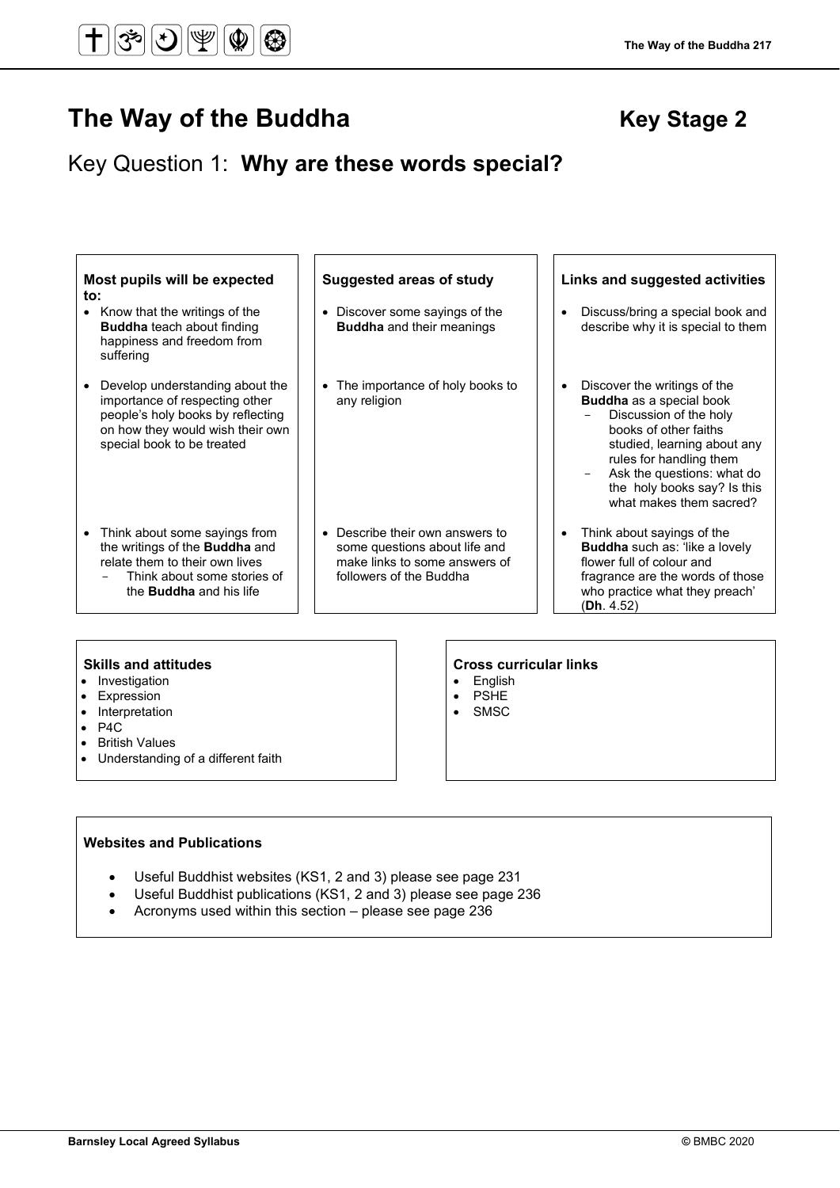# The Way of the Buddha — Key Stage 2

## Key Question 1: **Why are these words special?**

| Most pupils will be expected to: | Suggested areas of study | Links and suggested activities |
|---|---|---|
| • Know that the writings of the **Buddha** teach about finding happiness and freedom from suffering | • Discover some sayings of the **Buddha** and their meanings | • Discuss/bring a special book and describe why it is special to them |
| • Develop understanding about the importance of respecting other people's holy books by reflecting on how they would wish their own special book to be treated | • The importance of holy books to any religion | • Discover the writings of the **Buddha** as a special book<br>- Discussion of the holy books of other faiths studied, learning about any rules for handling them<br>- Ask the questions: what do the holy books say? Is this what makes them sacred? |
| • Think about some sayings from the writings of the **Buddha** and relate them to their own lives<br>- Think about some stories of the **Buddha** and his life | • Describe their own answers to some questions about life and make links to some answers of followers of the Buddha | • Think about sayings of the **Buddha** such as: 'like a lovely flower full of colour and fragrance are the words of those who practice what they preach' (**Dh**. 4.52) |

**Skills and attitudes**

- Investigation
- Expression
- Interpretation
- P4C
- British Values
- Understanding of a different faith

**Cross curricular links**

- English
- PSHE
- SMSC

**Websites and Publications**

- Useful Buddhist websites (KS1, 2 and 3) please see page 231
- Useful Buddhist publications (KS1, 2 and 3) please see page 236
- Acronyms used within this section – please see page 236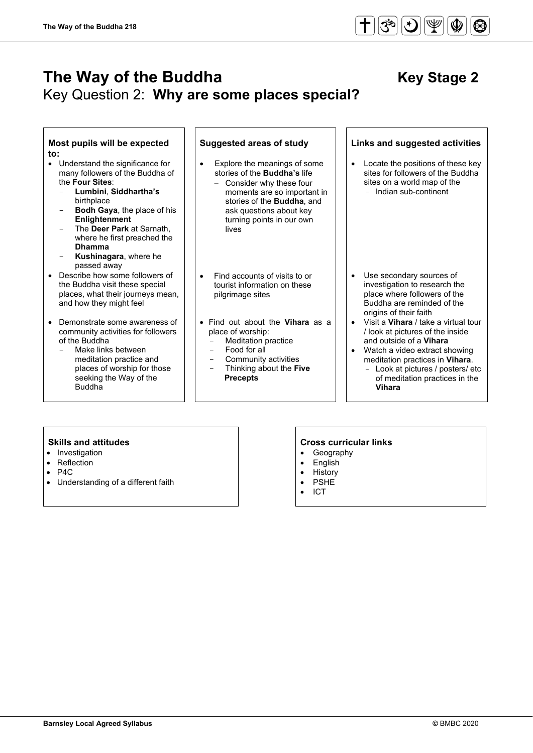# The Way of the Buddha

**Key Stage 2**

## Key Question 2: **Why are some places special?**

| Most pupils will be expected to: | Suggested areas of study | Links and suggested activities |
|---|---|---|
| • Understand the significance for many followers of the Buddha of the **Four Sites**:<br>- **Lumbini**, **Siddhartha's** birthplace<br>- **Bodh Gaya**, the place of his **Enlightenment**<br>- The **Deer Park** at Sarnath, where he first preached the **Dhamma**<br>- **Kushinagara**, where he passed away | • Explore the meanings of some stories of the **Buddha's** life<br>- Consider why these four moments are so important in stories of the **Buddha**, and ask questions about key turning points in our own lives | • Locate the positions of these key sites for followers of the Buddha sites on a world map of the<br>- Indian sub-continent |
| • Describe how some followers of the Buddha visit these special places, what their journeys mean, and how they might feel | • Find accounts of visits to or tourist information on these pilgrimage sites | • Use secondary sources of investigation to research the place where followers of the Buddha are reminded of the origins of their faith |
| • Demonstrate some awareness of community activities for followers of the Buddha<br>- Make links between meditation practice and places of worship for those seeking the Way of the Buddha | • Find out about the **Vihara** as a place of worship:<br>- Meditation practice<br>- Food for all<br>- Community activities<br>- Thinking about the **Five Precepts** | • Visit a **Vihara** / take a virtual tour / look at pictures of the inside and outside of a **Vihara**<br>• Watch a video extract showing meditation practices in **Vihara**.<br>- Look at pictures / posters/ etc of meditation practices in the **Vihara** |

### Skills and attitudes

- Investigation
- Reflection
- P4C
- Understanding of a different faith

### Cross curricular links

- Geography
- English
- History
- PSHE
- ICT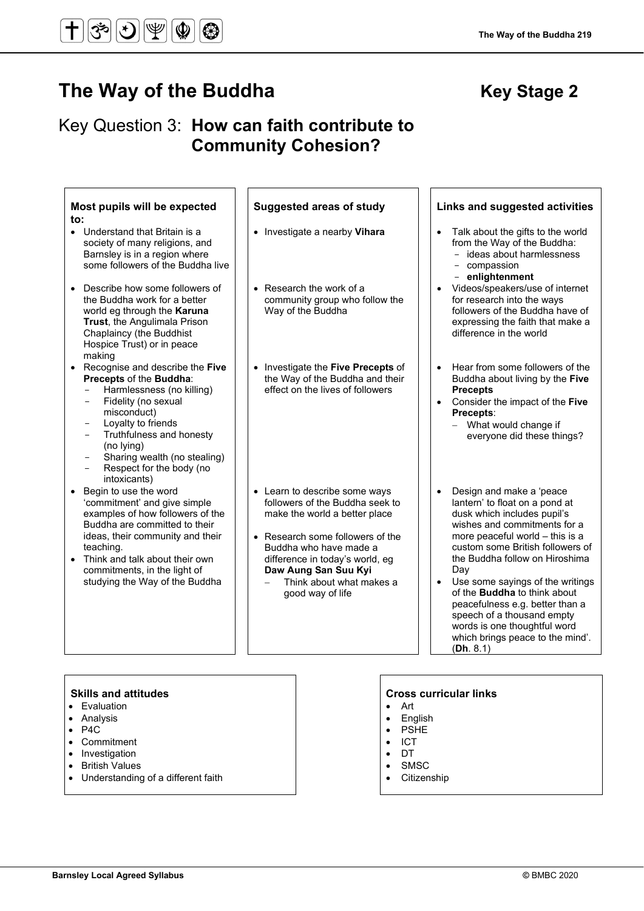# The Way of the Buddha

**Key Stage 2**

## Key Question 3: **How can faith contribute to Community Cohesion?**

### Most pupils will be expected to:

- Understand that Britain is a society of many religions, and Barnsley is in a region where some followers of the Buddha live
- Describe how some followers of the Buddha work for a better world eg through the **Karuna Trust**, the Angulimala Prison Chaplaincy (the Buddhist Hospice Trust) or in peace making
- Recognise and describe the **Five Precepts** of the **Buddha**:
  - Harmlessness (no killing)
  - Fidelity (no sexual misconduct)
  - Loyalty to friends
  - Truthfulness and honesty (no lying)
  - Sharing wealth (no stealing)
  - Respect for the body (no intoxicants)
- Begin to use the word 'commitment' and give simple examples of how followers of the Buddha are committed to their ideas, their community and their teaching.
- Think and talk about their own commitments, in the light of studying the Way of the Buddha

### Suggested areas of study

- Investigate a nearby **Vihara**
- Research the work of a community group who follow the Way of the Buddha
- Investigate the **Five Precepts** of the Way of the Buddha and their effect on the lives of followers
- Learn to describe some ways followers of the Buddha seek to make the world a better place
- Research some followers of the Buddha who have made a difference in today's world, eg **Daw Aung San Suu Kyi**
  - Think about what makes a good way of life

### Links and suggested activities

- Talk about the gifts to the world from the Way of the Buddha:
  - ideas about harmlessness
  - compassion
  - **enlightenment**
- Videos/speakers/use of internet for research into the ways followers of the Buddha have of expressing the faith that make a difference in the world
- Hear from some followers of the Buddha about living by the **Five Precepts**
- Consider the impact of the **Five Precepts**:
  - What would change if everyone did these things?
- Design and make a 'peace lantern' to float on a pond at dusk which includes pupil's wishes and commitments for a more peaceful world – this is a custom some British followers of the Buddha follow on Hiroshima Day
- Use some sayings of the writings of the **Buddha** to think about peacefulness e.g. better than a speech of a thousand empty words is one thoughtful word which brings peace to the mind'. (**Dh**. 8.1)

### Skills and attitudes

- Evaluation
- Analysis
- P4C
- Commitment
- Investigation
- British Values
- Understanding of a different faith

### Cross curricular links

- Art
- English
- PSHE
- ICT
- DT
- SMSC
- Citizenship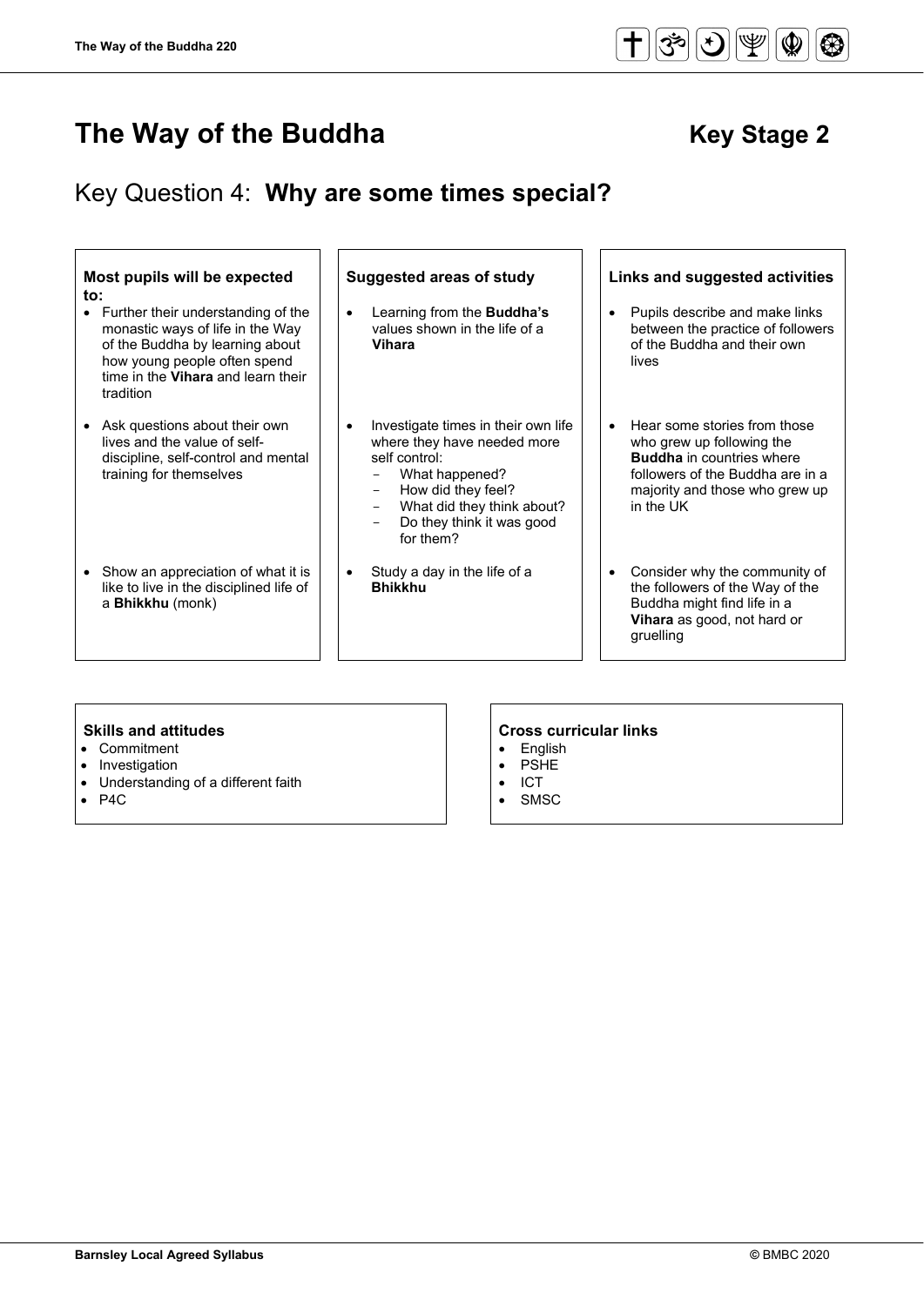# The Way of the Buddha

## Key Stage 2

## Key Question 4: **Why are some times special?**

| Most pupils will be expected to: | Suggested areas of study | Links and suggested activities |
|---|---|---|
| Further their understanding of the monastic ways of life in the Way of the Buddha by learning about how young people often spend time in the **Vihara** and learn their tradition | Learning from the **Buddha's** values shown in the life of a **Vihara** | Pupils describe and make links between the practice of followers of the Buddha and their own lives |
| Ask questions about their own lives and the value of self-discipline, self-control and mental training for themselves | Investigate times in their own life where they have needed more self control:<br>- What happened?<br>- How did they feel?<br>- What did they think about?<br>- Do they think it was good for them? | Hear some stories from those who grew up following the **Buddha** in countries where followers of the Buddha are in a majority and those who grew up in the UK |
| Show an appreciation of what it is like to live in the disciplined life of a **Bhikkhu** (monk) | Study a day in the life of a **Bhikkhu** | Consider why the community of the followers of the Way of the Buddha might find life in a **Vihara** as good, not hard or gruelling |

**Skills and attitudes**
- Commitment
- Investigation
- Understanding of a different faith
- P4C

**Cross curricular links**
- English
- PSHE
- ICT
- SMSC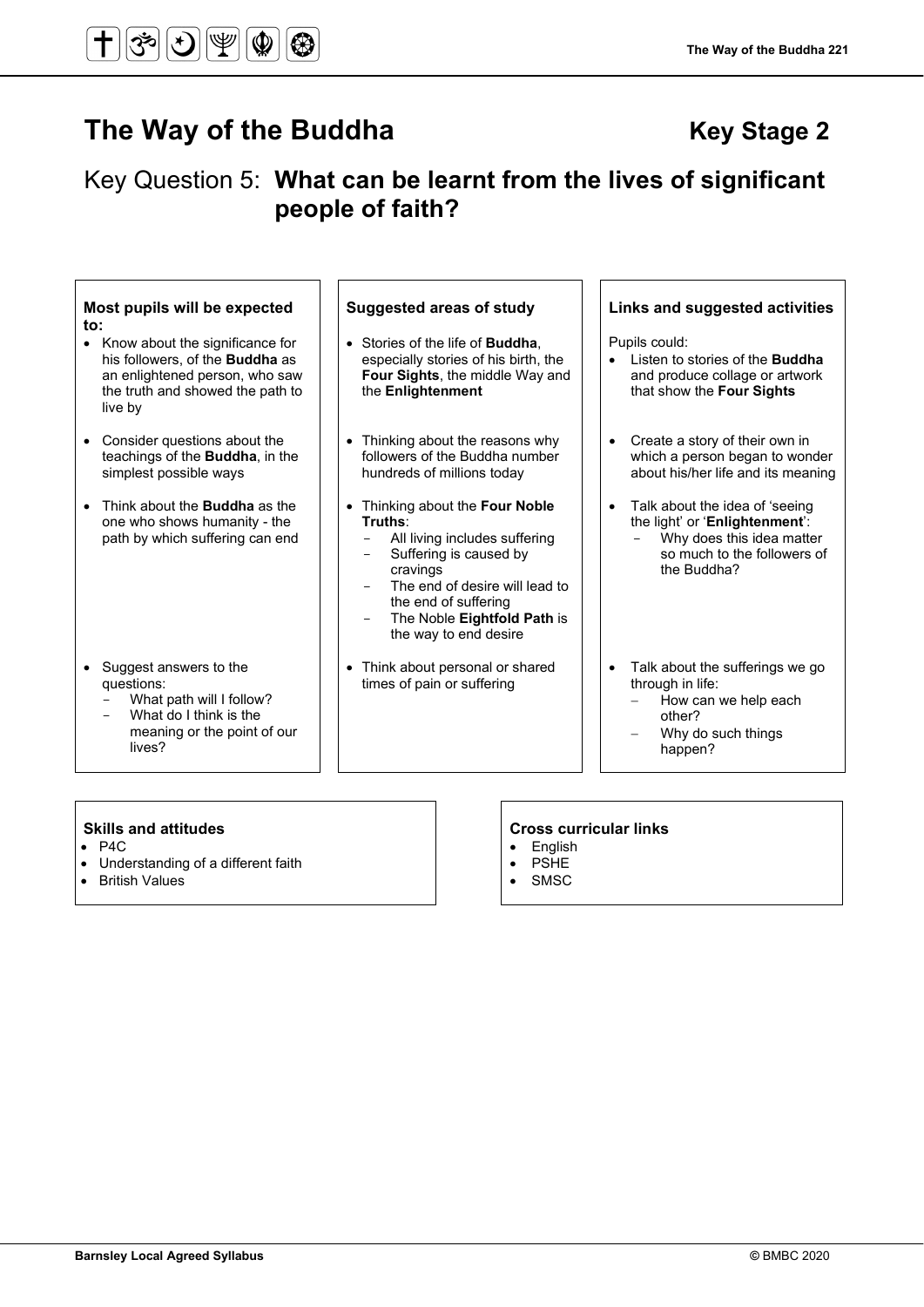# The Way of the Buddha

## Key Stage 2

## Key Question 5: **What can be learnt from the lives of significant people of faith?**

| Most pupils will be expected to: | Suggested areas of study | Links and suggested activities |
|---|---|---|
| • Know about the significance for his followers, of the **Buddha** as an enlightened person, who saw the truth and showed the path to live by | • Stories of the life of **Buddha**, especially stories of his birth, the **Four Sights**, the middle Way and the **Enlightenment** | Pupils could:<br>• Listen to stories of the **Buddha** and produce collage or artwork that show the **Four Sights** |
| • Consider questions about the teachings of the **Buddha**, in the simplest possible ways | • Thinking about the reasons why followers of the Buddha number hundreds of millions today | • Create a story of their own in which a person began to wonder about his/her life and its meaning |
| • Think about the **Buddha** as the one who shows humanity - the path by which suffering can end | • Thinking about the **Four Noble Truths**:<br>- All living includes suffering<br>- Suffering is caused by cravings<br>- The end of desire will lead to the end of suffering<br>- The Noble **Eightfold Path** is the way to end desire | • Talk about the idea of 'seeing the light' or '**Enlightenment**':<br>- Why does this idea matter so much to the followers of the Buddha? |
| • Suggest answers to the questions:<br>- What path will I follow?<br>- What do I think is the meaning or the point of our lives? | • Think about personal or shared times of pain or suffering | • Talk about the sufferings we go through in life:<br>- How can we help each other?<br>- Why do such things happen? |

**Skills and attitudes**

- P4C
- Understanding of a different faith
- British Values

**Cross curricular links**

- English
- PSHE
- SMSC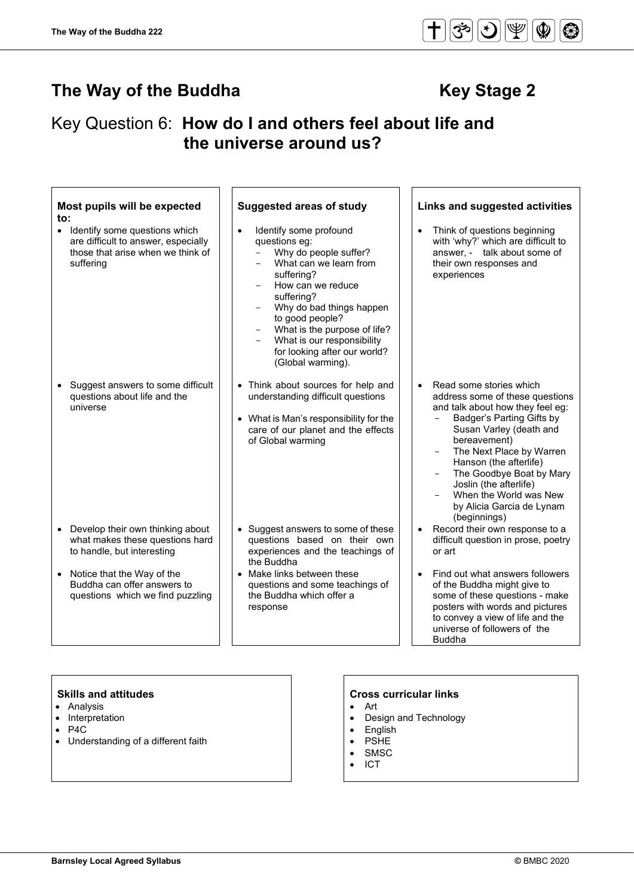# The Way of the Buddha — Key Stage 2

## Key Question 6: **How do I and others feel about life and the universe around us?**

| Most pupils will be expected to: | Suggested areas of study | Links and suggested activities |
|---|---|---|
| • Identify some questions which are difficult to answer, especially those that arise when we think of suffering | • Identify some profound questions eg:<br>- Why do people suffer?<br>- What can we learn from suffering?<br>- How can we reduce suffering?<br>- Why do bad things happen to good people?<br>- What is the purpose of life?<br>- What is our responsibility for looking after our world? (Global warming). | • Think of questions beginning with 'why?' which are difficult to answer, - talk about some of their own responses and experiences |
| • Suggest answers to some difficult questions about life and the universe | • Think about sources for help and understanding difficult questions<br>• What is Man's responsibility for the care of our planet and the effects of Global warming | • Read some stories which address some of these questions and talk about how they feel eg:<br>- Badger's Parting Gifts by Susan Varley (death and bereavement)<br>- The Next Place by Warren Hanson (the afterlife)<br>- The Goodbye Boat by Mary Joslin (the afterlife)<br>- When the World was New by Alicia Garcia de Lynam (beginnings) |
| • Develop their own thinking about what makes these questions hard to handle, but interesting | • Suggest answers to some of these questions based on their own experiences and the teachings of the Buddha | • Record their own response to a difficult question in prose, poetry or art |
| • Notice that the Way of the Buddha can offer answers to questions which we find puzzling | • Make links between these questions and some teachings of the Buddha which offer a response | • Find out what answers followers of the Buddha might give to some of these questions - make posters with words and pictures to convey a view of life and the universe of followers of the Buddha |

**Skills and attitudes**
- Analysis
- Interpretation
- P4C
- Understanding of a different faith

**Cross curricular links**
- Art
- Design and Technology
- English
- PSHE
- SMSC
- ICT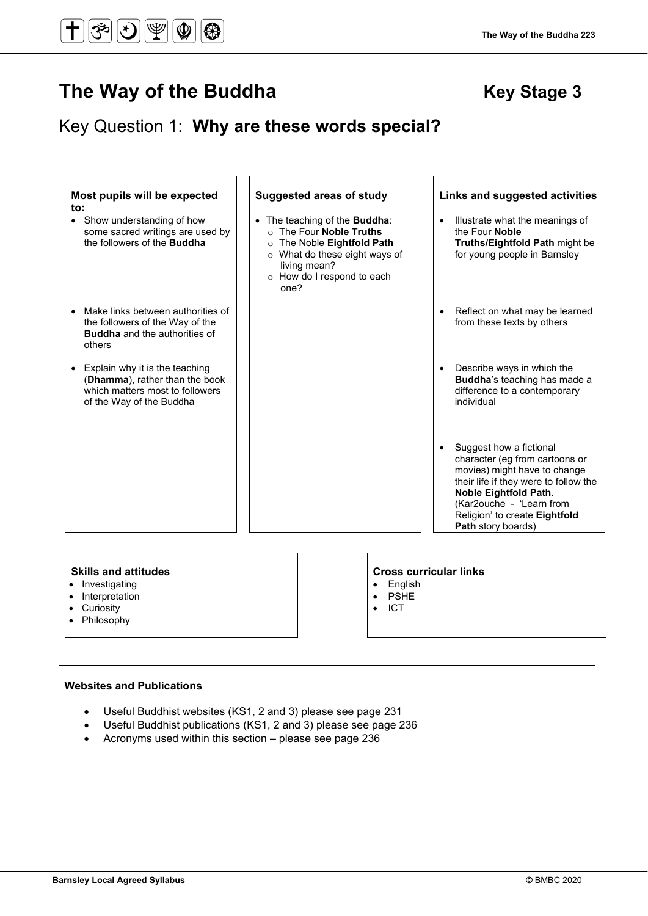# The Way of the Buddha Key Stage 3

## Key Question 1: **Why are these words special?**

| Most pupils will be expected to: | Suggested areas of study | Links and suggested activities |
|---|---|---|
| Show understanding of how some sacred writings are used by the followers of the **Buddha** | The teaching of the **Buddha**:<br>○ The Four **Noble Truths**<br>○ The Noble **Eightfold Path**<br>○ What do these eight ways of living mean?<br>○ How do I respond to each one? | Illustrate what the meanings of the Four **Noble Truths/Eightfold Path** might be for young people in Barnsley |
| Make links between authorities of the followers of the Way of the **Buddha** and the authorities of others | | Reflect on what may be learned from these texts by others |
| Explain why it is the teaching (**Dhamma**), rather than the book which matters most to followers of the Way of the Buddha | | Describe ways in which the **Buddha**'s teaching has made a difference to a contemporary individual |
| | | Suggest how a fictional character (eg from cartoons or movies) might have to change their life if they were to follow the **Noble Eightfold Path**. (Kar2ouche - 'Learn from Religion' to create **Eightfold Path** story boards) |

**Skills and attitudes**
- Investigating
- Interpretation
- Curiosity
- Philosophy

**Cross curricular links**
- English
- PSHE
- ICT

**Websites and Publications**
- Useful Buddhist websites (KS1, 2 and 3) please see page 231
- Useful Buddhist publications (KS1, 2 and 3) please see page 236
- Acronyms used within this section – please see page 236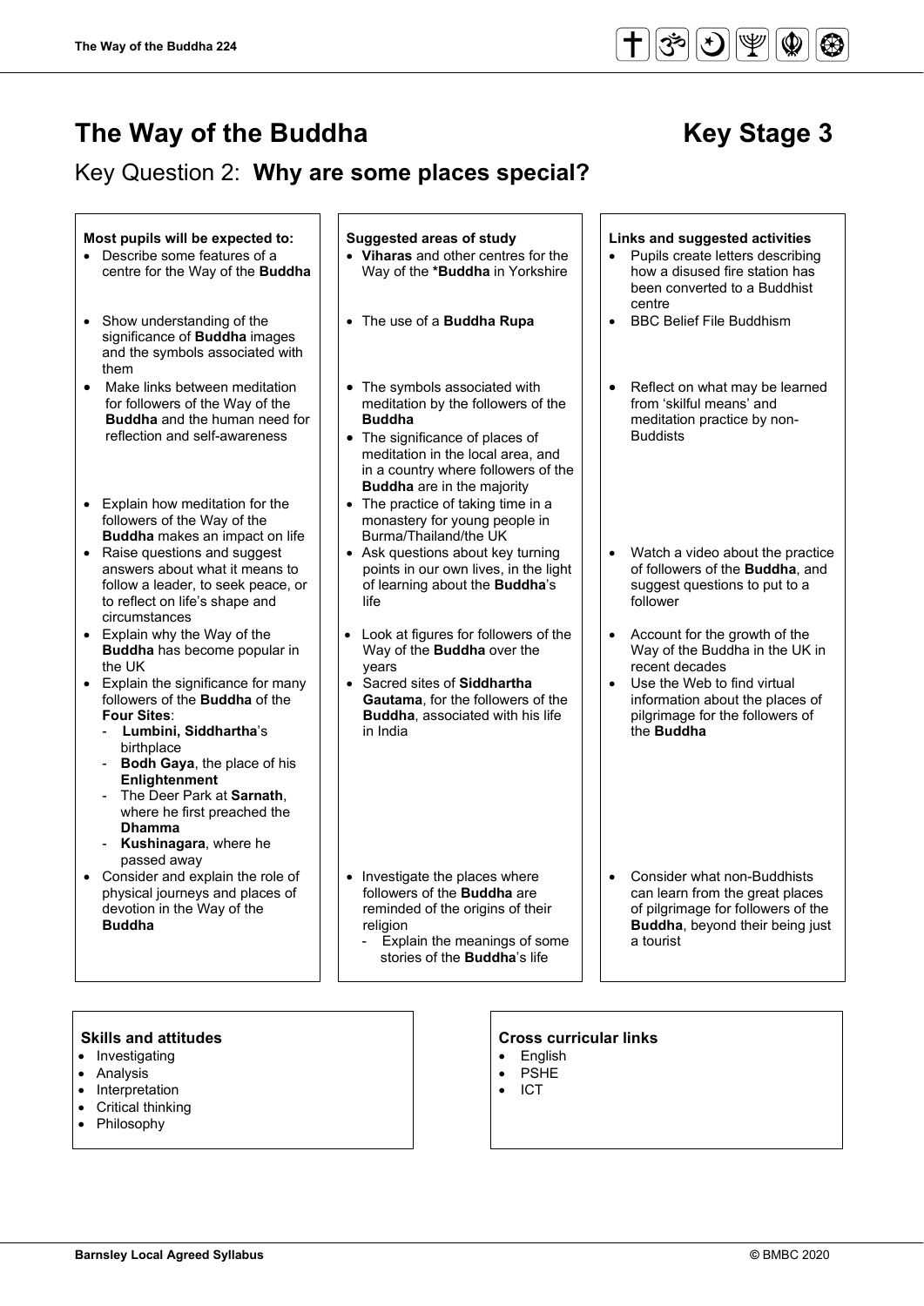# The Way of the Buddha Key Stage 3

## Key Question 2: **Why are some places special?**

| Most pupils will be expected to: | Suggested areas of study | Links and suggested activities |
|---|---|---|
| Describe some features of a centre for the Way of the **Buddha** | **Viharas** and other centres for the Way of the ***Buddha** in Yorkshire | Pupils create letters describing how a disused fire station has been converted to a Buddhist centre |
| Show understanding of the significance of **Buddha** images and the symbols associated with them | The use of a **Buddha Rupa** | BBC Belief File Buddhism |
| Make links between meditation for followers of the Way of the **Buddha** and the human need for reflection and self-awareness | The symbols associated with meditation by the followers of the **Buddha**<br>The significance of places of meditation in the local area, and in a country where followers of the **Buddha** are in the majority | Reflect on what may be learned from 'skilful means' and meditation practice by non-Buddists |
| Explain how meditation for the followers of the Way of the **Buddha** makes an impact on life | The practice of taking time in a monastery for young people in Burma/Thailand/the UK | |
| Raise questions and suggest answers about what it means to follow a leader, to seek peace, or to reflect on life's shape and circumstances | Ask questions about key turning points in our own lives, in the light of learning about the **Buddha**'s life | Watch a video about the practice of followers of the **Buddha**, and suggest questions to put to a follower |
| Explain why the Way of the **Buddha** has become popular in the UK | Look at figures for followers of the Way of the **Buddha** over the years | Account for the growth of the Way of the Buddha in the UK in recent decades |
| Explain the significance for many followers of the **Buddha** of the **Four Sites**:<br>- **Lumbini, Siddhartha**'s birthplace<br>- **Bodh Gaya**, the place of his **Enlightenment**<br>- The Deer Park at **Sarnath**, where he first preached the **Dhamma**<br>- **Kushinagara**, where he passed away | Sacred sites of **Siddhartha Gautama**, for the followers of the **Buddha**, associated with his life in India | Use the Web to find virtual information about the places of pilgrimage for the followers of the **Buddha** |
| Consider and explain the role of physical journeys and places of devotion in the Way of the **Buddha** | Investigate the places where followers of the **Buddha** are reminded of the origins of their religion<br>- Explain the meanings of some stories of the **Buddha**'s life | Consider what non-Buddhists can learn from the great places of pilgrimage for followers of the **Buddha**, beyond their being just a tourist |

**Skills and attitudes**
- Investigating
- Analysis
- Interpretation
- Critical thinking
- Philosophy

**Cross curricular links**
- English
- PSHE
- ICT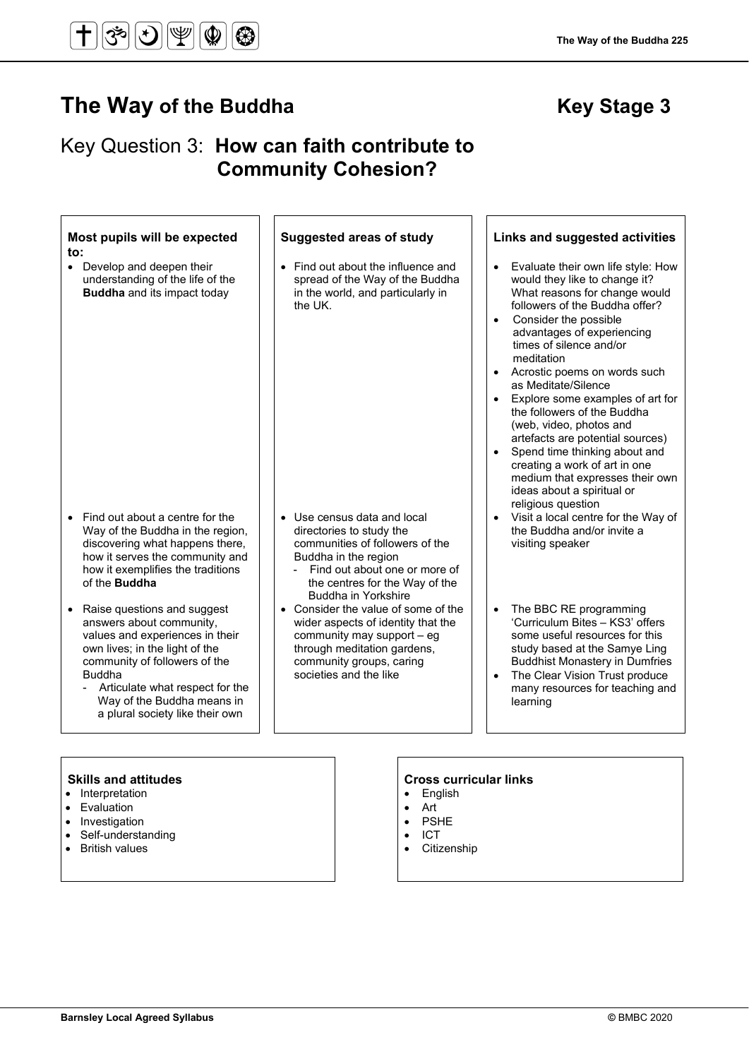# The Way of the Buddha — Key Stage 3

## Key Question 3: **How can faith contribute to Community Cohesion?**

| Most pupils will be expected to: | Suggested areas of study | Links and suggested activities |
|---|---|---|
| • Develop and deepen their understanding of the life of the **Buddha** and its impact today | • Find out about the influence and spread of the Way of the Buddha in the world, and particularly in the UK. | • Evaluate their own life style: How would they like to change it? What reasons for change would followers of the Buddha offer?<br>• Consider the possible advantages of experiencing times of silence and/or meditation<br>• Acrostic poems on words such as Meditate/Silence<br>• Explore some examples of art for the followers of the Buddha (web, video, photos and artefacts are potential sources)<br>• Spend time thinking about and creating a work of art in one medium that expresses their own ideas about a spiritual or religious question |
| • Find out about a centre for the Way of the Buddha in the region, discovering what happens there, how it serves the community and how it exemplifies the traditions of the **Buddha** | • Use census data and local directories to study the communities of followers of the Buddha in the region<br>- Find out about one or more of the centres for the Way of the Buddha in Yorkshire | • Visit a local centre for the Way of the Buddha and/or invite a visiting speaker |
| • Raise questions and suggest answers about community, values and experiences in their own lives; in the light of the community of followers of the Buddha<br>- Articulate what respect for the Way of the Buddha means in a plural society like their own | • Consider the value of some of the wider aspects of identity that the community may support – eg through meditation gardens, community groups, caring societies and the like | • The BBC RE programming 'Curriculum Bites – KS3' offers some useful resources for this study based at the Samye Ling Buddhist Monastery in Dumfries<br>• The Clear Vision Trust produce many resources for teaching and learning |

**Skills and attitudes**

- Interpretation
- Evaluation
- Investigation
- Self-understanding
- British values

**Cross curricular links**

- English
- Art
- PSHE
- ICT
- Citizenship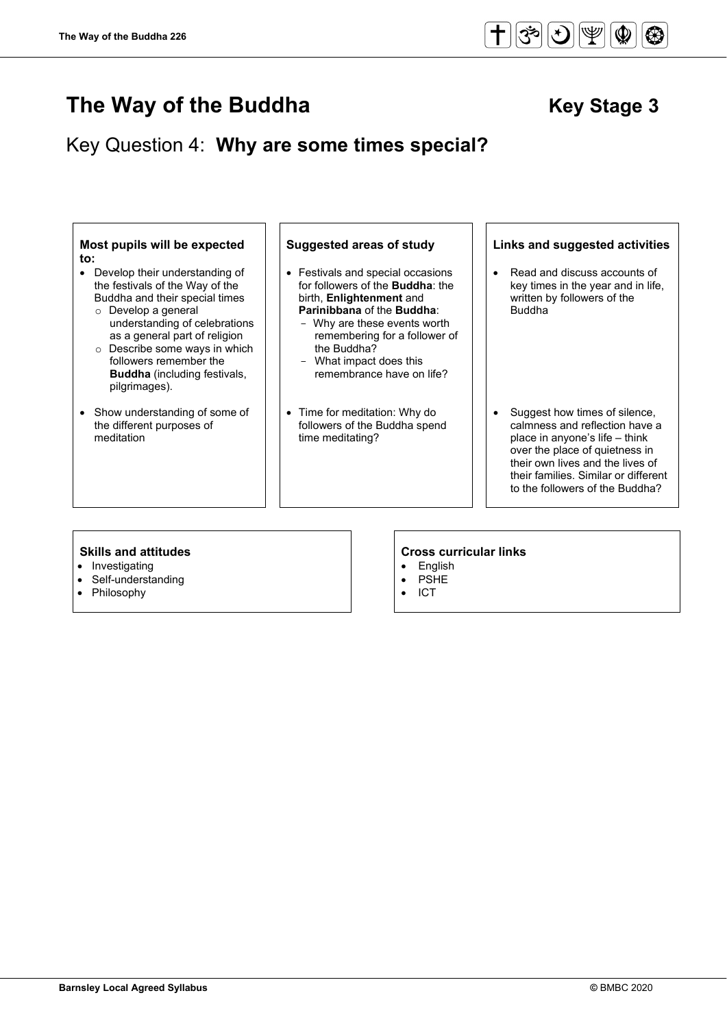# The Way of the Buddha

## Key Stage 3

## Key Question 4: **Why are some times special?**

| Most pupils will be expected to: | Suggested areas of study | Links and suggested activities |
|---|---|---|
| • Develop their understanding of the festivals of the Way of the Buddha and their special times<br>  ○ Develop a general understanding of celebrations as a general part of religion<br>  ○ Describe some ways in which followers remember the **Buddha** (including festivals, pilgrimages). | • Festivals and special occasions for followers of the **Buddha**: the birth, **Enlightenment** and **Parinibbana** of the **Buddha**:<br>  - Why are these events worth remembering for a follower of the Buddha?<br>  - What impact does this remembrance have on life? | • Read and discuss accounts of key times in the year and in life, written by followers of the Buddha |
| • Show understanding of some of the different purposes of meditation | • Time for meditation: Why do followers of the Buddha spend time meditating? | • Suggest how times of silence, calmness and reflection have a place in anyone's life – think over the place of quietness in their own lives and the lives of their families. Similar or different to the followers of the Buddha? |

**Skills and attitudes**

- Investigating
- Self-understanding
- Philosophy

**Cross curricular links**

- English
- PSHE
- ICT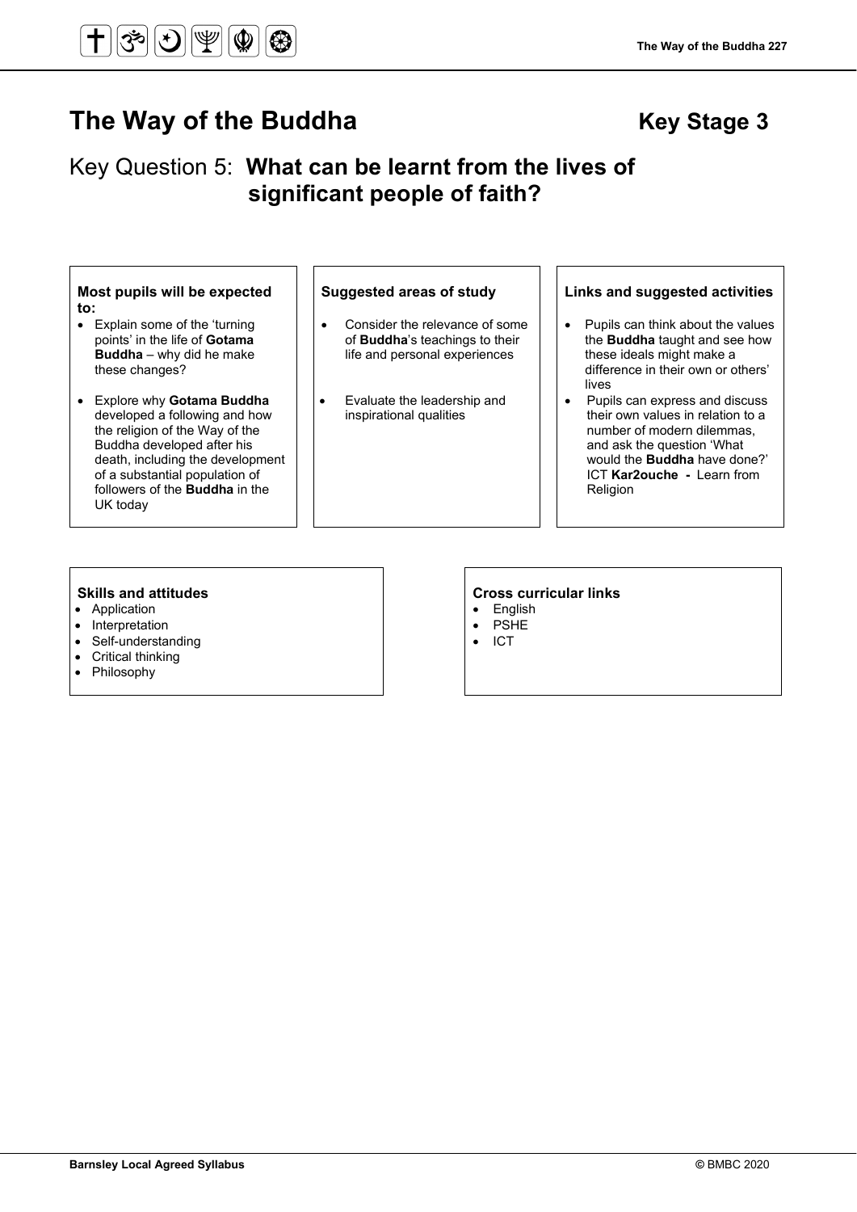# The Way of the Buddha

**Key Stage 3**

## Key Question 5: **What can be learnt from the lives of significant people of faith?**

### Most pupils will be expected to:

- Explain some of the 'turning points' in the life of **Gotama Buddha** – why did he make these changes?
- Explore why **Gotama Buddha** developed a following and how the religion of the Way of the Buddha developed after his death, including the development of a substantial population of followers of the **Buddha** in the UK today

### Suggested areas of study

- Consider the relevance of some of **Buddha**'s teachings to their life and personal experiences
- Evaluate the leadership and inspirational qualities

### Links and suggested activities

- Pupils can think about the values the **Buddha** taught and see how these ideals might make a difference in their own or others' lives
- Pupils can express and discuss their own values in relation to a number of modern dilemmas, and ask the question 'What would the **Buddha** have done?' ICT **Kar2ouche -** Learn from Religion

### Skills and attitudes

- Application
- Interpretation
- Self-understanding
- Critical thinking
- Philosophy

### Cross curricular links

- English
- PSHE
- ICT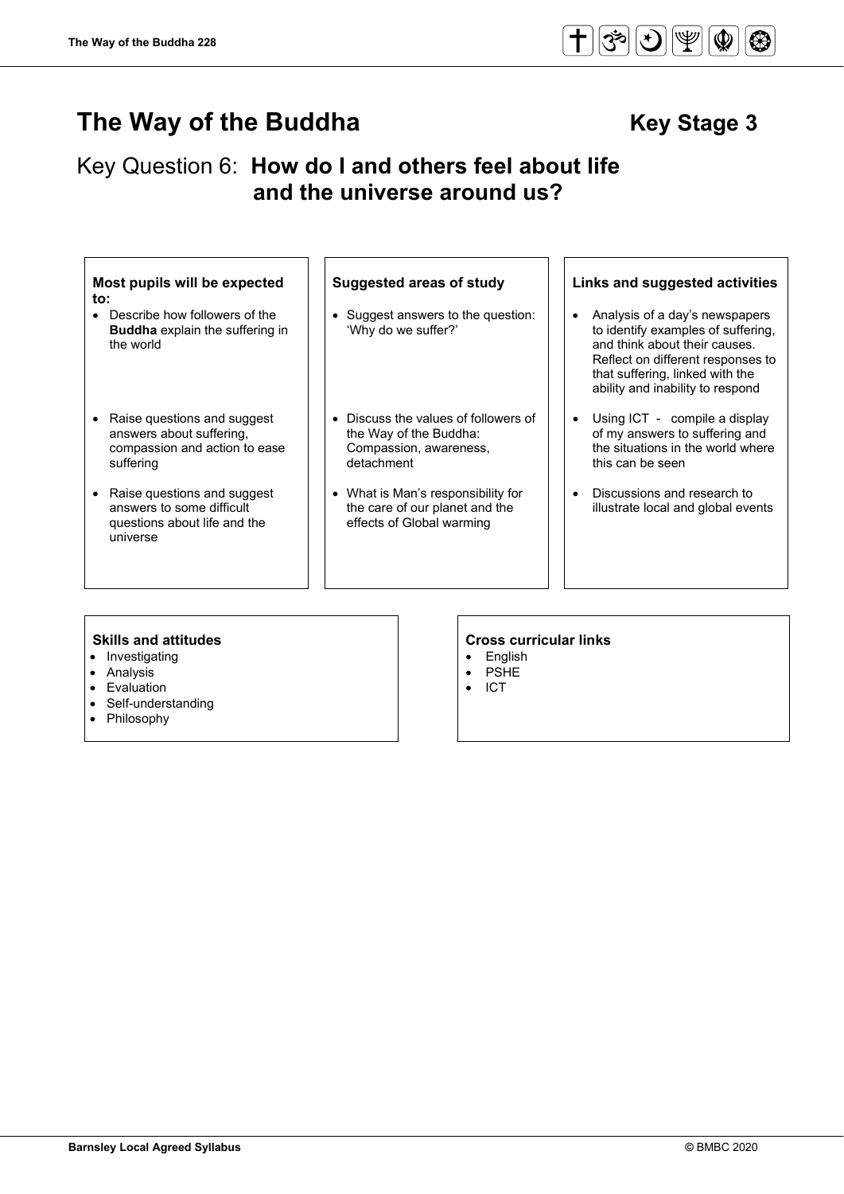# The Way of the Buddha

## Key Stage 3

## Key Question 6: **How do I and others feel about life and the universe around us?**

| Most pupils will be expected to: | Suggested areas of study | Links and suggested activities |
|---|---|---|
| • Describe how followers of the **Buddha** explain the suffering in the world | • Suggest answers to the question: 'Why do we suffer?' | • Analysis of a day's newspapers to identify examples of suffering, and think about their causes. Reflect on different responses to that suffering, linked with the ability and inability to respond |
| • Raise questions and suggest answers about suffering, compassion and action to ease suffering | • Discuss the values of followers of the Way of the Buddha: Compassion, awareness, detachment | • Using ICT - compile a display of my answers to suffering and the situations in the world where this can be seen |
| • Raise questions and suggest answers to some difficult questions about life and the universe | • What is Man's responsibility for the care of our planet and the effects of Global warming | • Discussions and research to illustrate local and global events |

**Skills and attitudes**

- Investigating
- Analysis
- Evaluation
- Self-understanding
- Philosophy

**Cross curricular links**

- English
- PSHE
- ICT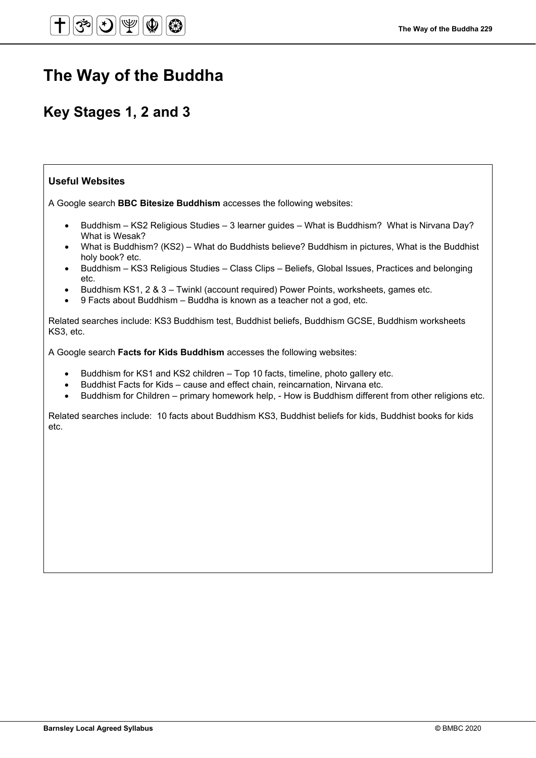# The Way of the Buddha

## Key Stages 1, 2 and 3

**Useful Websites**

A Google search **BBC Bitesize Buddhism** accesses the following websites:

- Buddhism – KS2 Religious Studies – 3 learner guides – What is Buddhism? What is Nirvana Day? What is Wesak?
- What is Buddhism? (KS2) – What do Buddhists believe? Buddhism in pictures, What is the Buddhist holy book? etc.
- Buddhism – KS3 Religious Studies – Class Clips – Beliefs, Global Issues, Practices and belonging etc.
- Buddhism KS1, 2 & 3 – Twinkl (account required) Power Points, worksheets, games etc.
- 9 Facts about Buddhism – Buddha is known as a teacher not a god, etc.

Related searches include: KS3 Buddhism test, Buddhist beliefs, Buddhism GCSE, Buddhism worksheets KS3, etc.

A Google search **Facts for Kids Buddhism** accesses the following websites:

- Buddhism for KS1 and KS2 children – Top 10 facts, timeline, photo gallery etc.
- Buddhist Facts for Kids – cause and effect chain, reincarnation, Nirvana etc.
- Buddhism for Children – primary homework help, - How is Buddhism different from other religions etc.

Related searches include: 10 facts about Buddhism KS3, Buddhist beliefs for kids, Buddhist books for kids etc.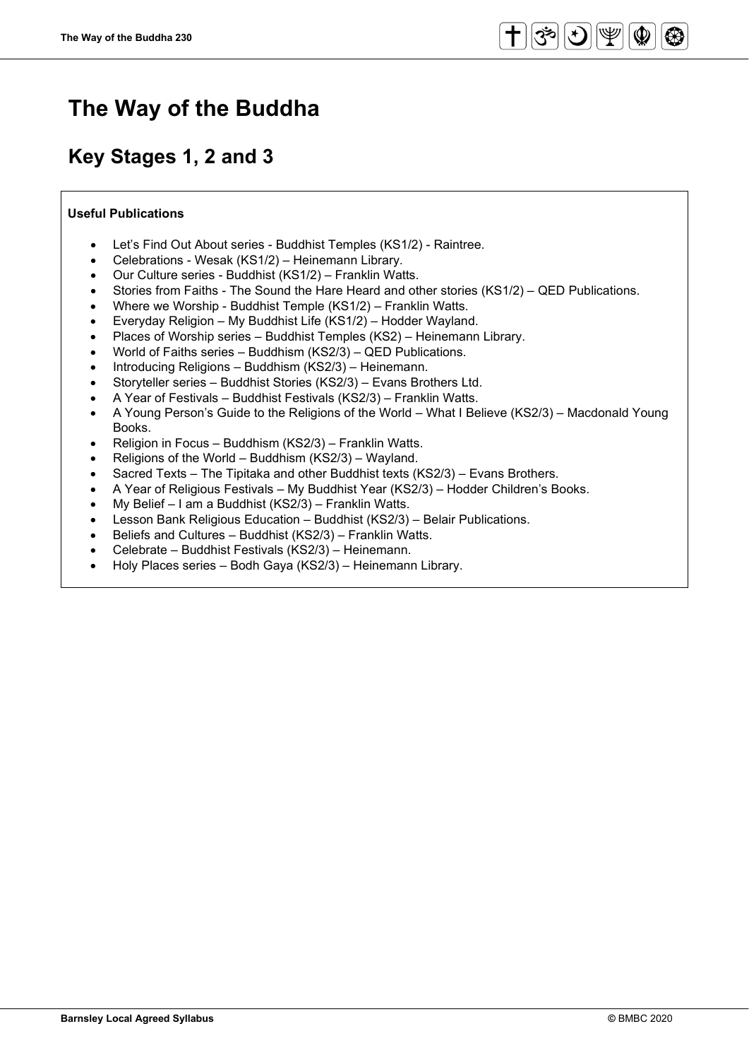# The Way of the Buddha

## Key Stages 1, 2 and 3

**Useful Publications**

- Let's Find Out About series - Buddhist Temples (KS1/2) - Raintree.
- Celebrations - Wesak (KS1/2) – Heinemann Library.
- Our Culture series - Buddhist (KS1/2) – Franklin Watts.
- Stories from Faiths - The Sound the Hare Heard and other stories (KS1/2) – QED Publications.
- Where we Worship - Buddhist Temple (KS1/2) – Franklin Watts.
- Everyday Religion – My Buddhist Life (KS1/2) – Hodder Wayland.
- Places of Worship series – Buddhist Temples (KS2) – Heinemann Library.
- World of Faiths series – Buddhism (KS2/3) – QED Publications.
- Introducing Religions – Buddhism (KS2/3) – Heinemann.
- Storyteller series – Buddhist Stories (KS2/3) – Evans Brothers Ltd.
- A Year of Festivals – Buddhist Festivals (KS2/3) – Franklin Watts.
- A Young Person's Guide to the Religions of the World – What I Believe (KS2/3) – Macdonald Young Books.
- Religion in Focus – Buddhism (KS2/3) – Franklin Watts.
- Religions of the World – Buddhism (KS2/3) – Wayland.
- Sacred Texts – The Tipitaka and other Buddhist texts (KS2/3) – Evans Brothers.
- A Year of Religious Festivals – My Buddhist Year (KS2/3) – Hodder Children's Books.
- My Belief – I am a Buddhist (KS2/3) – Franklin Watts.
- Lesson Bank Religious Education – Buddhist (KS2/3) – Belair Publications.
- Beliefs and Cultures – Buddhist (KS2/3) – Franklin Watts.
- Celebrate – Buddhist Festivals (KS2/3) – Heinemann.
- Holy Places series – Bodh Gaya (KS2/3) – Heinemann Library.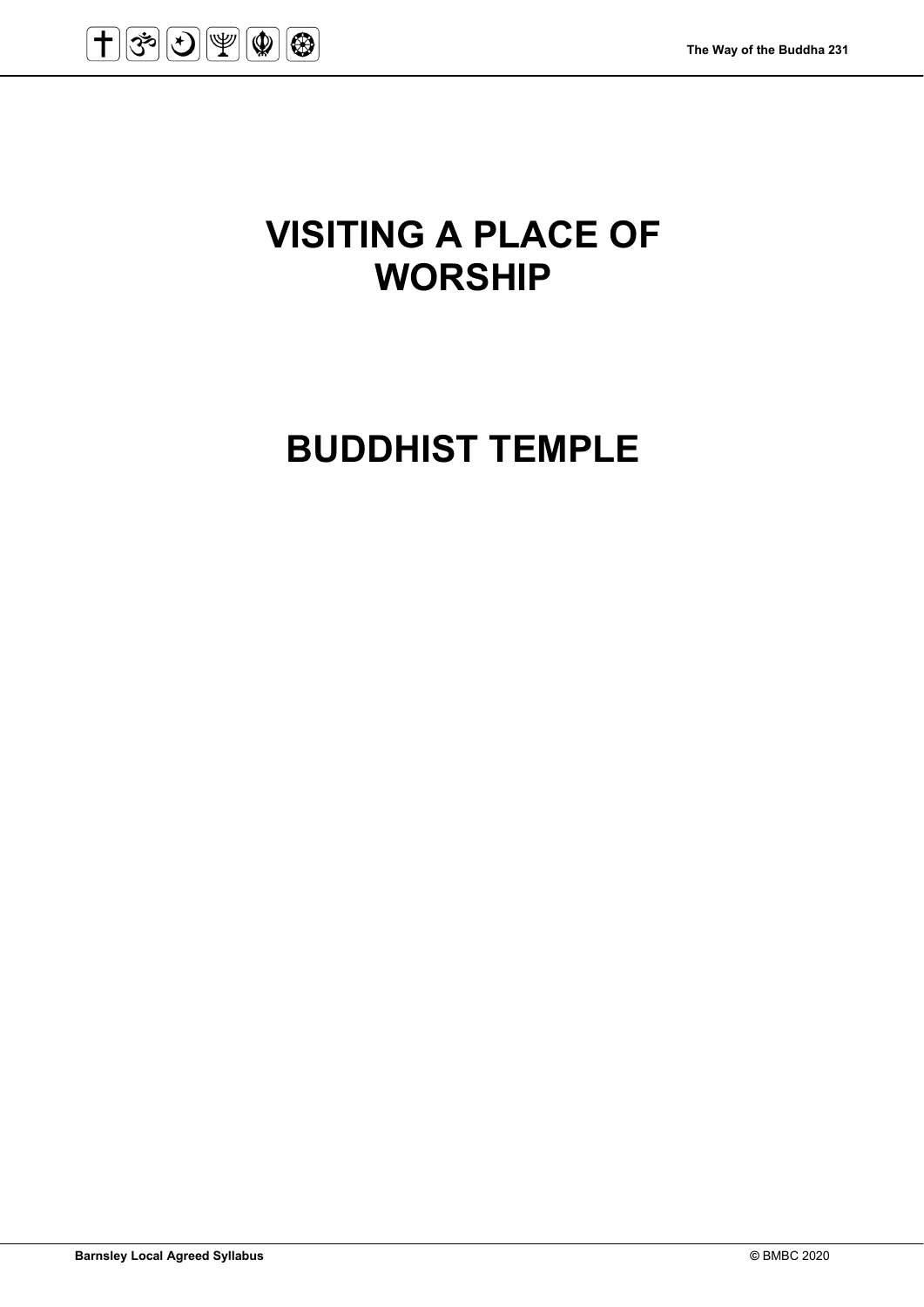# VISITING A PLACE OF WORSHIP

# BUDDHIST TEMPLE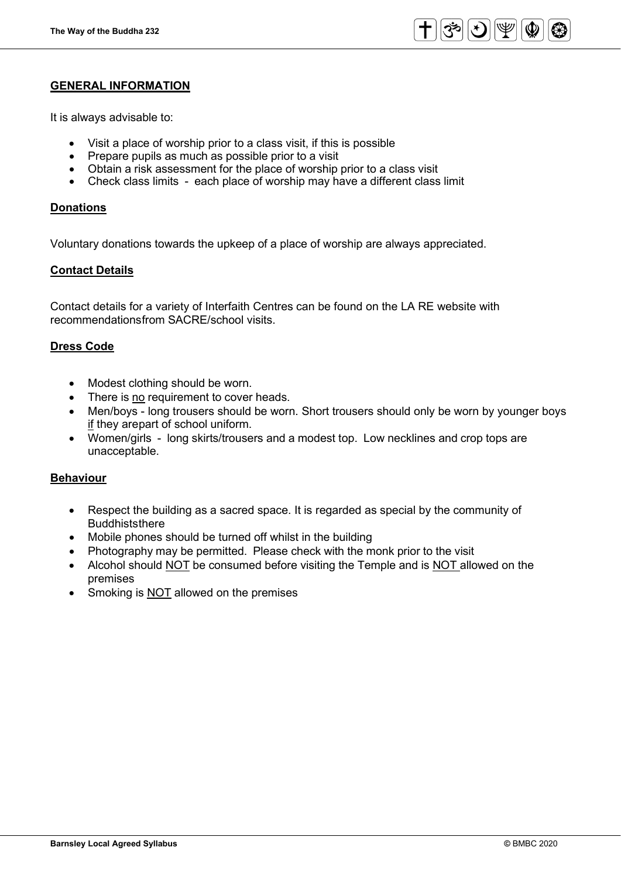## GENERAL INFORMATION

It is always advisable to:

- Visit a place of worship prior to a class visit, if this is possible
- Prepare pupils as much as possible prior to a visit
- Obtain a risk assessment for the place of worship prior to a class visit
- Check class limits - each place of worship may have a different class limit

### Donations

Voluntary donations towards the upkeep of a place of worship are always appreciated.

### Contact Details

Contact details for a variety of Interfaith Centres can be found on the LA RE website with recommendationsfrom SACRE/school visits.

### Dress Code

- Modest clothing should be worn.
- There is no requirement to cover heads.
- Men/boys - long trousers should be worn. Short trousers should only be worn by younger boys if they arepart of school uniform.
- Women/girls - long skirts/trousers and a modest top. Low necklines and crop tops are unacceptable.

### Behaviour

- Respect the building as a sacred space. It is regarded as special by the community of Buddhiststhere
- Mobile phones should be turned off whilst in the building
- Photography may be permitted. Please check with the monk prior to the visit
- Alcohol should NOT be consumed before visiting the Temple and is NOT allowed on the premises
- Smoking is NOT allowed on the premises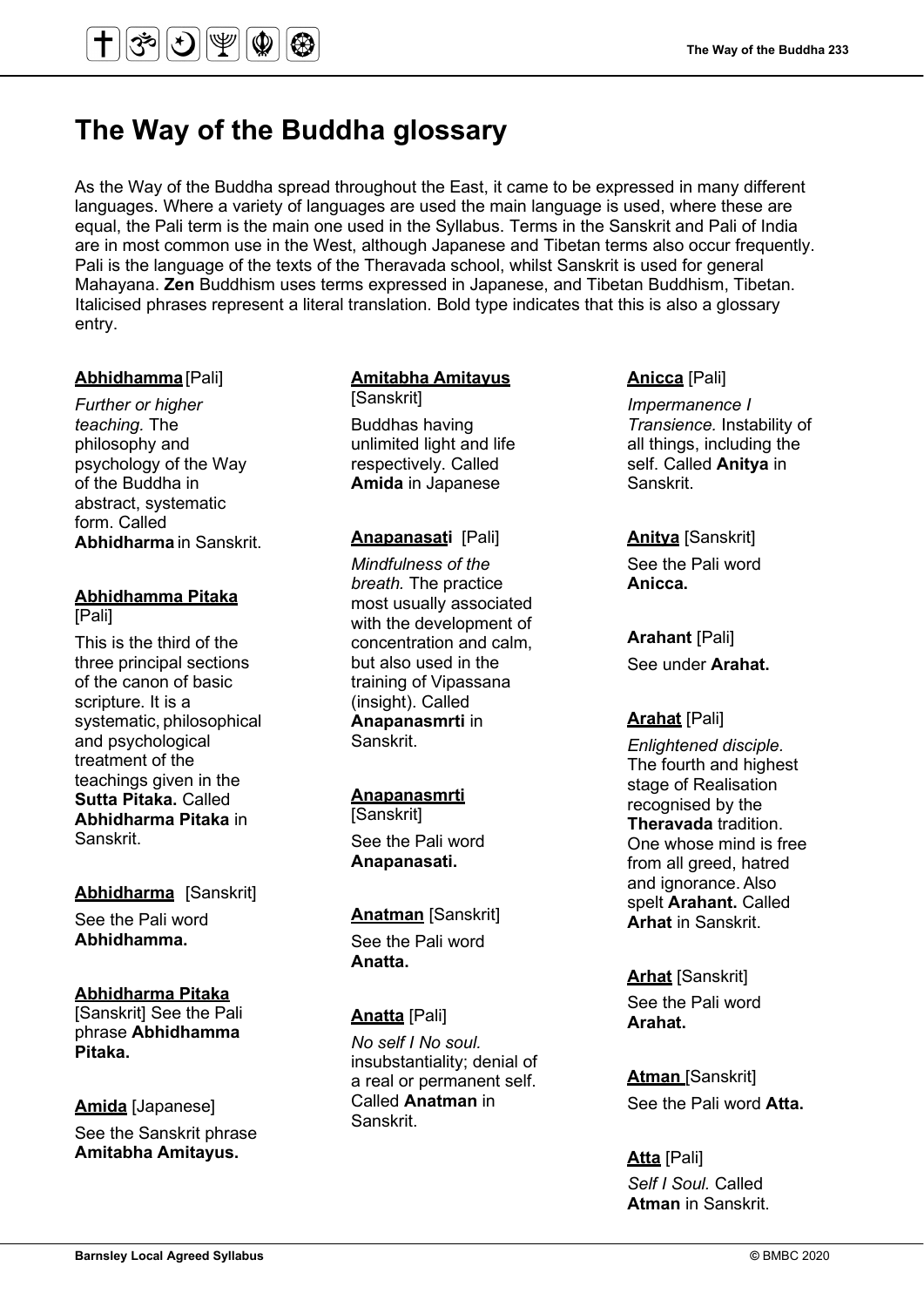# The Way of the Buddha glossary

As the Way of the Buddha spread throughout the East, it came to be expressed in many different languages. Where a variety of languages are used the main language is used, where these are equal, the Pali term is the main one used in the Syllabus. Terms in the Sanskrit and Pali of India are in most common use in the West, although Japanese and Tibetan terms also occur frequently. Pali is the language of the texts of the Theravada school, whilst Sanskrit is used for general Mahayana. **Zen** Buddhism uses terms expressed in Japanese, and Tibetan Buddhism, Tibetan. Italicised phrases represent a literal translation. Bold type indicates that this is also a glossary entry.

**Abhidhamma** [Pali]

*Further or higher teaching.* The philosophy and psychology of the Way of the Buddha in abstract, systematic form. Called **Abhidharma** in Sanskrit.

**Abhidhamma Pitaka** [Pali]

This is the third of the three principal sections of the canon of basic scripture. It is a systematic, philosophical and psychological treatment of the teachings given in the **Sutta Pitaka.** Called **Abhidharma Pitaka** in Sanskrit.

**Abhidharma** [Sanskrit]

See the Pali word **Abhidhamma.**

**Abhidharma Pitaka** [Sanskrit] See the Pali phrase **Abhidhamma Pitaka.**

**Amida** [Japanese]

See the Sanskrit phrase **Amitabha Amitayus.**

**Amitabha Amitayus** [Sanskrit]

Buddhas having unlimited light and life respectively. Called **Amida** in Japanese

**Anapanasati** [Pali]

*Mindfulness of the breath.* The practice most usually associated with the development of concentration and calm, but also used in the training of Vipassana (insight). Called **Anapanasmrti** in Sanskrit.

**Anapanasmrti** [Sanskrit]

See the Pali word **Anapanasati.**

**Anatman** [Sanskrit]

See the Pali word **Anatta.**

**Anatta** [Pali]

*No self I No soul.* insubstantiality; denial of a real or permanent self. Called **Anatman** in Sanskrit.

**Anicca** [Pali]

*Impermanence I Transience.* Instability of all things, including the self. Called **Anitya** in Sanskrit.

**Anitya** [Sanskrit]

See the Pali word **Anicca.**

**Arahant** [Pali]

See under **Arahat.**

**Arahat** [Pali]

*Enlightened disciple.* The fourth and highest stage of Realisation recognised by the **Theravada** tradition. One whose mind is free from all greed, hatred and ignorance. Also spelt **Arahant.** Called **Arhat** in Sanskrit.

**Arhat** [Sanskrit]

See the Pali word **Arahat.**

**Atman** [Sanskrit]

See the Pali word **Atta.**

**Atta** [Pali]

*Self I Soul.* Called **Atman** in Sanskrit.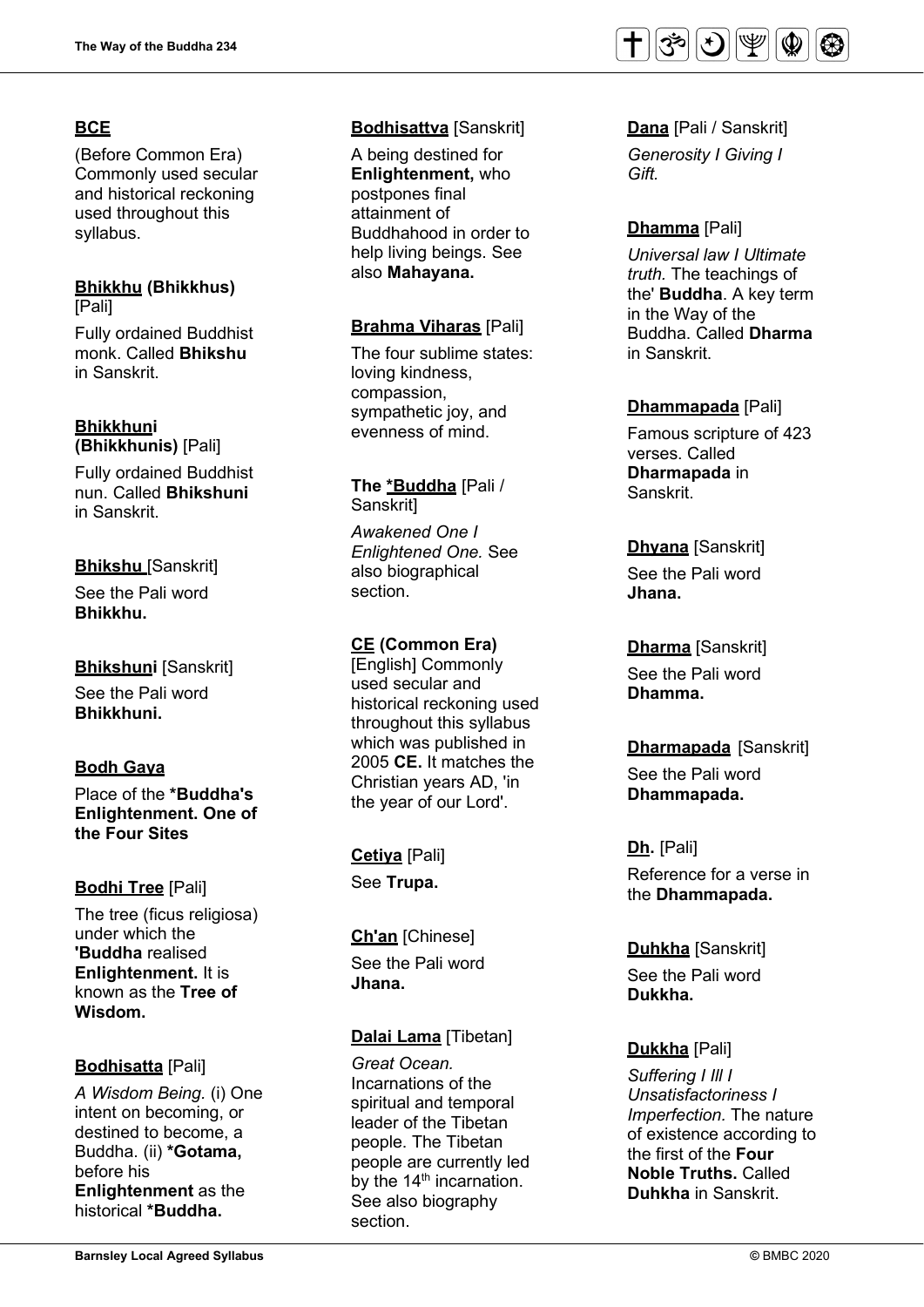**BCE**

(Before Common Era) Commonly used secular and historical reckoning used throughout this syllabus.

**Bhikkhu (Bhikkhus)** [Pali]

Fully ordained Buddhist monk. Called **Bhikshu** in Sanskrit.

**Bhikkhuni (Bhikkhunis)** [Pali]

Fully ordained Buddhist nun. Called **Bhikshuni** in Sanskrit.

**Bhikshu** [Sanskrit]

See the Pali word **Bhikkhu.**

**Bhikshuni** [Sanskrit]

See the Pali word **Bhikkhuni.**

**Bodh Gaya**

Place of the ***Buddha's Enlightenment. One of the Four Sites**

**Bodhi Tree** [Pali]

The tree (ficus religiosa) under which the **'Buddha** realised **Enlightenment.** It is known as the **Tree of Wisdom.**

**Bodhisatta** [Pali]

*A Wisdom Being.* (i) One intent on becoming, or destined to become, a Buddha. (ii) ***Gotama,** before his **Enlightenment** as the historical ***Buddha.**

**Bodhisattva** [Sanskrit]

A being destined for **Enlightenment,** who postpones final attainment of Buddhahood in order to help living beings. See also **Mahayana.**

**Brahma Viharas** [Pali]

The four sublime states: loving kindness, compassion, sympathetic joy, and evenness of mind.

**The *Buddha** [Pali / Sanskrit]

*Awakened One I Enlightened One.* See also biographical section.

**CE (Common Era)**

[English] Commonly used secular and historical reckoning used throughout this syllabus which was published in 2005 **CE.** It matches the Christian years AD, 'in the year of our Lord'.

**Cetiya** [Pali]

See **Trupa.**

**Ch'an** [Chinese]

See the Pali word **Jhana.**

**Dalai Lama** [Tibetan]

*Great Ocean.* Incarnations of the spiritual and temporal leader of the Tibetan people. The Tibetan people are currently led by the 14th incarnation. See also biography section.

**Dana** [Pali / Sanskrit]

*Generosity I Giving I Gift.*

**Dhamma** [Pali]

*Universal law I Ultimate truth.* The teachings of the' **Buddha**. A key term in the Way of the Buddha. Called **Dharma** in Sanskrit.

**Dhammapada** [Pali]

Famous scripture of 423 verses. Called **Dharmapada** in Sanskrit.

**Dhyana** [Sanskrit]

See the Pali word **Jhana.**

**Dharma** [Sanskrit]

See the Pali word **Dhamma.**

**Dharmapada** [Sanskrit]

See the Pali word **Dhammapada.**

**Dh.** [Pali]

Reference for a verse in the **Dhammapada.**

**Duhkha** [Sanskrit]

See the Pali word **Dukkha.**

**Dukkha** [Pali]

*Suffering I Ill I Unsatisfactoriness I Imperfection.* The nature of existence according to the first of the **Four Noble Truths.** Called **Duhkha** in Sanskrit.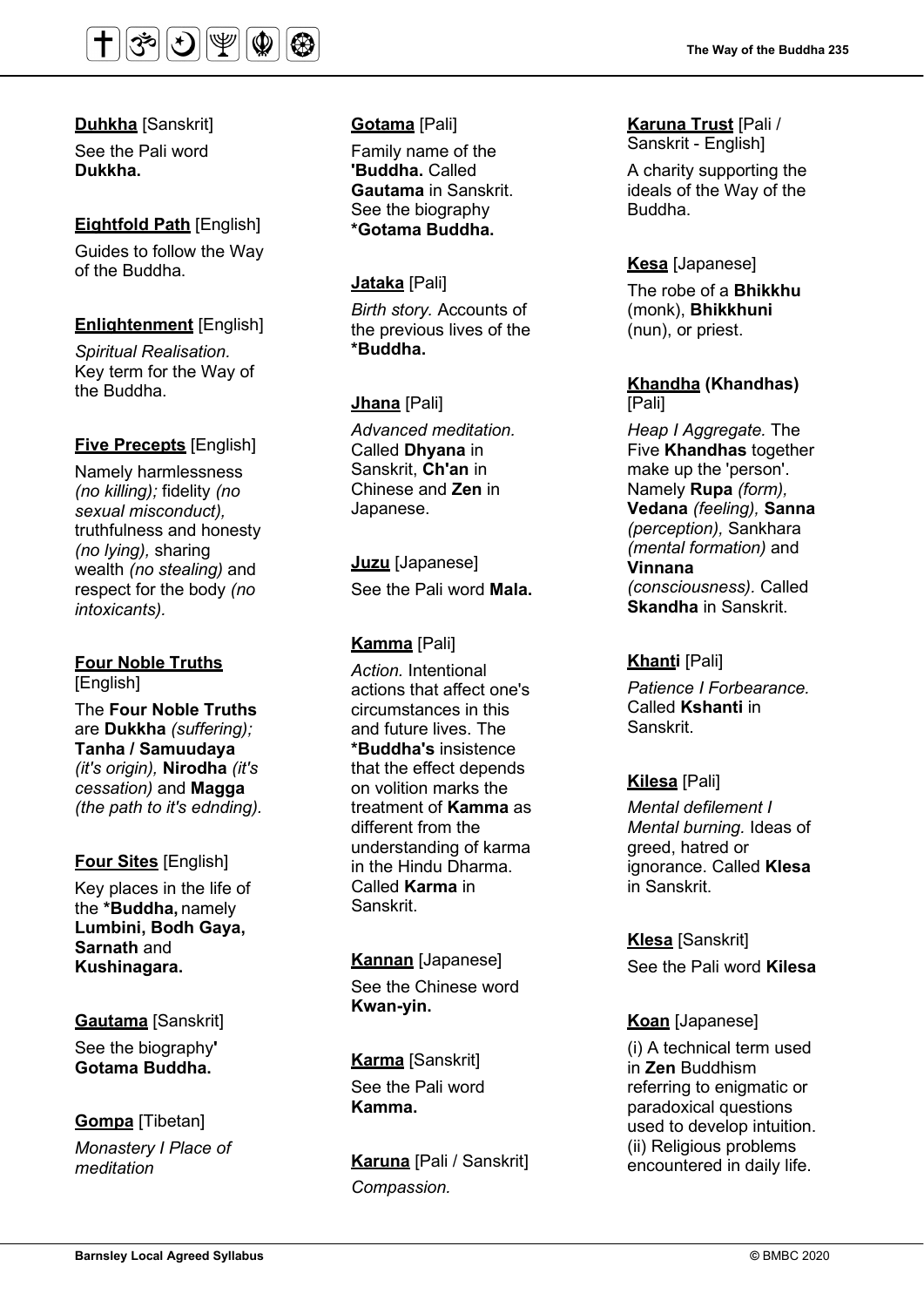**Duhkha** [Sanskrit]

See the Pali word **Dukkha.**

**Eightfold Path** [English]

Guides to follow the Way of the Buddha.

**Enlightenment** [English]

*Spiritual Realisation.* Key term for the Way of the Buddha.

**Five Precepts** [English]

Namely harmlessness *(no killing);* fidelity *(no sexual misconduct),* truthfulness and honesty *(no lying),* sharing wealth *(no stealing)* and respect for the body *(no intoxicants).*

**Four Noble Truths** [English]

The **Four Noble Truths** are **Dukkha** *(suffering);* **Tanha / Samuudaya** *(it's origin),* **Nirodha** *(it's cessation)* and **Magga** *(the path to it's ednding).*

**Four Sites** [English]

Key places in the life of the ***Buddha,** namely **Lumbini, Bodh Gaya, Sarnath** and **Kushinagara.**

**Gautama** [Sanskrit]

See the biography**' Gotama Buddha.**

**Gompa** [Tibetan]

*Monastery I Place of meditation*

**Gotama** [Pali]

Family name of the **'Buddha.** Called **Gautama** in Sanskrit. See the biography ***Gotama Buddha.**

**Jataka** [Pali]

*Birth story.* Accounts of the previous lives of the ***Buddha.**

**Jhana** [Pali]

*Advanced meditation.* Called **Dhyana** in Sanskrit, **Ch'an** in Chinese and **Zen** in Japanese.

**Juzu** [Japanese]

See the Pali word **Mala.**

**Kamma** [Pali]

*Action.* Intentional actions that affect one's circumstances in this and future lives. The ***Buddha's** insistence that the effect depends on volition marks the treatment of **Kamma** as different from the understanding of karma in the Hindu Dharma. Called **Karma** in Sanskrit.

**Kannan** [Japanese]

See the Chinese word **Kwan-yin.**

**Karma** [Sanskrit]

See the Pali word **Kamma.**

**Karuna** [Pali / Sanskrit]

*Compassion.*

**Karuna Trust** [Pali / Sanskrit - English]

A charity supporting the ideals of the Way of the Buddha.

**Kesa** [Japanese]

The robe of a **Bhikkhu** (monk), **Bhikkhuni** (nun), or priest.

**Khandha (Khandhas)** [Pali]

*Heap I Aggregate.* The Five **Khandhas** together make up the 'person'. Namely **Rupa** *(form),* **Vedana** *(feeling),* **Sanna** *(perception),* Sankhara *(mental formation)* and **Vinnana** *(consciousness).* Called **Skandha** in Sanskrit.

**Khanti** [Pali]

*Patience I Forbearance.* Called **Kshanti** in Sanskrit.

**Kilesa** [Pali]

*Mental defilement I Mental burning.* Ideas of greed, hatred or ignorance. Called **Klesa** in Sanskrit.

**Klesa** [Sanskrit]

See the Pali word **Kilesa**

**Koan** [Japanese]

(i) A technical term used in **Zen** Buddhism referring to enigmatic or paradoxical questions used to develop intuition. (ii) Religious problems encountered in daily life.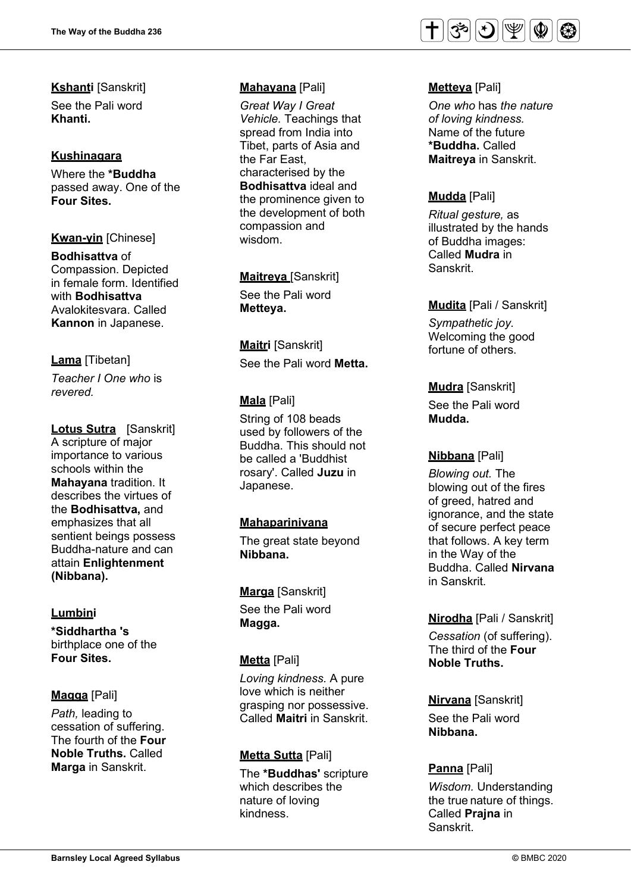**Kshanti** [Sanskrit]

See the Pali word **Khanti.**

**Kushinagara**

Where the ***Buddha** passed away. One of the **Four Sites.**

**Kwan-yin** [Chinese]

**Bodhisattva** of Compassion. Depicted in female form. Identified with **Bodhisattva** Avalokitesvara. Called **Kannon** in Japanese.

**Lama** [Tibetan]

*Teacher I One who* is *revered.*

**Lotus Sutra** [Sanskrit]
A scripture of major importance to various schools within the **Mahayana** tradition. It describes the virtues of the **Bodhisattva,** and emphasizes that all sentient beings possess Buddha-nature and can attain **Enlightenment (Nibbana).**

**Lumbini**

***Siddhartha 's** birthplace one of the **Four Sites.**

**Magga** [Pali]

*Path,* leading to cessation of suffering. The fourth of the **Four Noble Truths.** Called **Marga** in Sanskrit.

**Mahayana** [Pali]

*Great Way I Great Vehicle.* Teachings that spread from India into Tibet, parts of Asia and the Far East, characterised by the **Bodhisattva** ideal and the prominence given to the development of both compassion and wisdom.

**Maitreya** [Sanskrit]

See the Pali word **Metteya.**

**Maitri** [Sanskrit]

See the Pali word **Metta.**

**Mala** [Pali]

String of 108 beads used by followers of the Buddha. This should not be called a 'Buddhist rosary'. Called **Juzu** in Japanese.

**Mahaparinivana**

The great state beyond **Nibbana.**

**Marga** [Sanskrit]

See the Pali word **Magga.**

**Metta** [Pali]

*Loving kindness.* A pure love which is neither grasping nor possessive. Called **Maitri** in Sanskrit.

**Metta Sutta** [Pali]

The ***Buddhas'** scripture which describes the nature of loving kindness.

**Metteya** [Pali]

*One who* has *the nature of loving kindness.* Name of the future ***Buddha.** Called **Maitreya** in Sanskrit.

**Mudda** [Pali]

*Ritual gesture,* as illustrated by the hands of Buddha images: Called **Mudra** in Sanskrit.

**Mudita** [Pali / Sanskrit]

*Sympathetic joy.* Welcoming the good fortune of others.

**Mudra** [Sanskrit]

See the Pali word **Mudda.**

**Nibbana** [Pali]

*Blowing out.* The blowing out of the fires of greed, hatred and ignorance, and the state of secure perfect peace that follows. A key term in the Way of the Buddha. Called **Nirvana** in Sanskrit.

**Nirodha** [Pali / Sanskrit]

*Cessation* (of suffering). The third of the **Four Noble Truths.**

**Nirvana** [Sanskrit]

See the Pali word **Nibbana.**

**Panna** [Pali]

*Wisdom.* Understanding the true nature of things. Called **Prajna** in Sanskrit.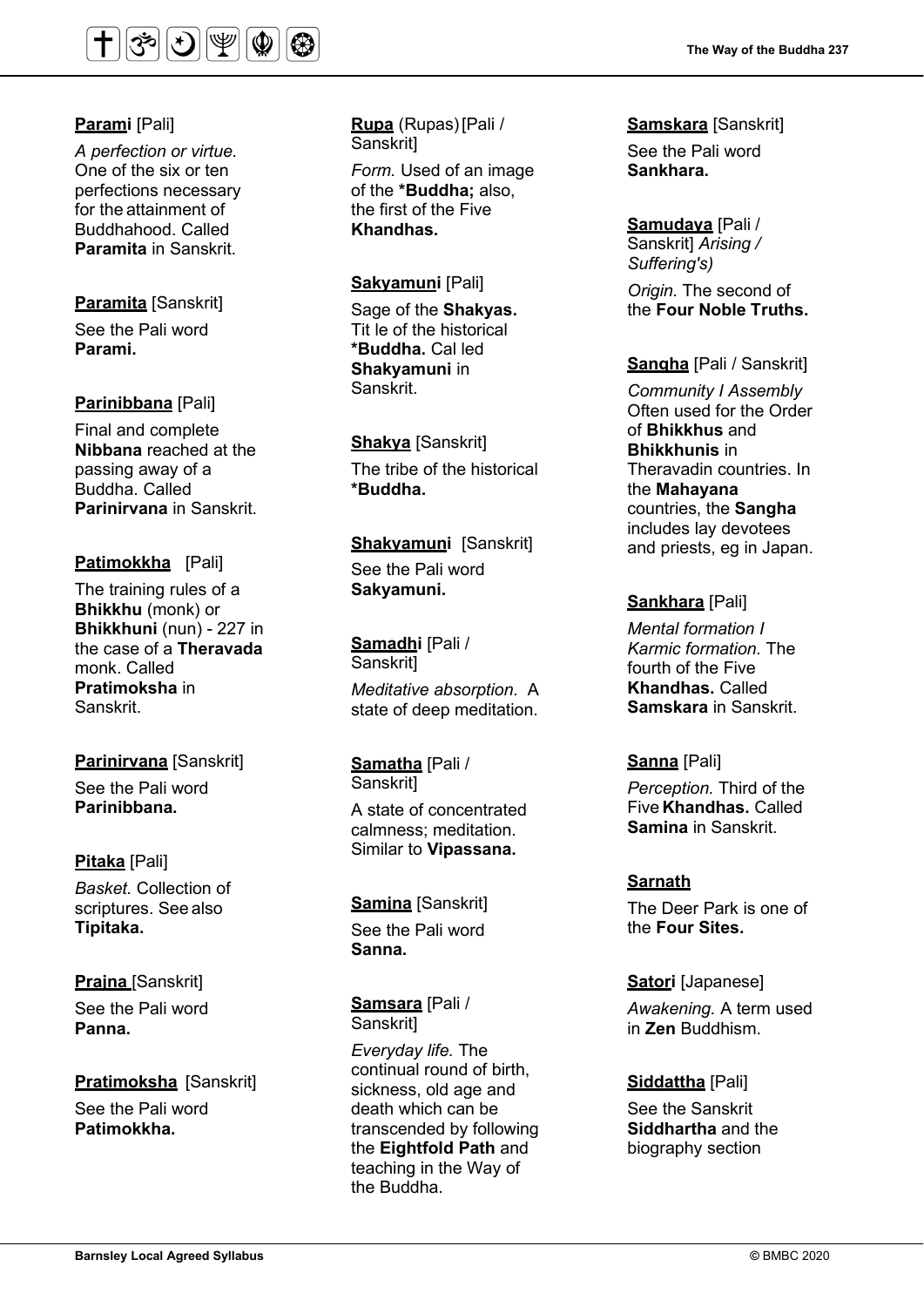**Parami** [Pali]

*A perfection or virtue.* One of the six or ten perfections necessary for the attainment of Buddhahood. Called **Paramita** in Sanskrit.

**Paramita** [Sanskrit]

See the Pali word **Parami.**

**Parinibbana** [Pali]

Final and complete **Nibbana** reached at the passing away of a Buddha. Called **Parinirvana** in Sanskrit.

**Patimokkha** [Pali]

The training rules of a **Bhikkhu** (monk) or **Bhikkhuni** (nun) - 227 in the case of a **Theravada** monk. Called **Pratimoksha** in Sanskrit.

**Parinirvana** [Sanskrit]

See the Pali word **Parinibbana.**

**Pitaka** [Pali]

*Basket.* Collection of scriptures. See also **Tipitaka.**

**Prajna** [Sanskrit]

See the Pali word **Panna.**

**Pratimoksha** [Sanskrit]

See the Pali word **Patimokkha.**

**Rupa** (Rupas) [Pali / Sanskrit]

*Form.* Used of an image of the ***Buddha;** also, the first of the Five **Khandhas.**

**Sakyamuni** [Pali]

Sage of the **Shakyas.** Tit le of the historical ***Buddha.** Cal led **Shakyamuni** in Sanskrit.

**Shakya** [Sanskrit]

The tribe of the historical ***Buddha.**

**Shakyamuni** [Sanskrit]

See the Pali word **Sakyamuni.**

**Samadhi** [Pali / Sanskrit]

*Meditative absorption.* A state of deep meditation.

**Samatha** [Pali / Sanskrit]

A state of concentrated calmness; meditation. Similar to **Vipassana.**

**Samjna** [Sanskrit]

See the Pali word **Sanna.**

**Samsara** [Pali / Sanskrit]

*Everyday life.* The continual round of birth, sickness, old age and death which can be transcended by following the **Eightfold Path** and teaching in the Way of the Buddha.

**Samskara** [Sanskrit]

See the Pali word **Sankhara.**

**Samudaya** [Pali / Sanskrit] *Arising / Suffering's)*

*Origin.* The second of the **Four Noble Truths.**

**Sangha** [Pali / Sanskrit]

*Community I Assembly* Often used for the Order of **Bhikkhus** and **Bhikkhunis** in Theravadin countries. In the **Mahayana** countries, the **Sangha** includes lay devotees and priests, eg in Japan.

**Sankhara** [Pali]

*Mental formation I Karmic formation.* The fourth of the Five **Khandhas.** Called **Samskara** in Sanskrit.

**Sanna** [Pali]

*Perception.* Third of the Five **Khandhas.** Called **Samina** in Sanskrit.

**Sarnath**

The Deer Park is one of the **Four Sites.**

**Satori** [Japanese]

*Awakening.* A term used in **Zen** Buddhism.

**Siddattha** [Pali]

See the Sanskrit **Siddhartha** and the biography section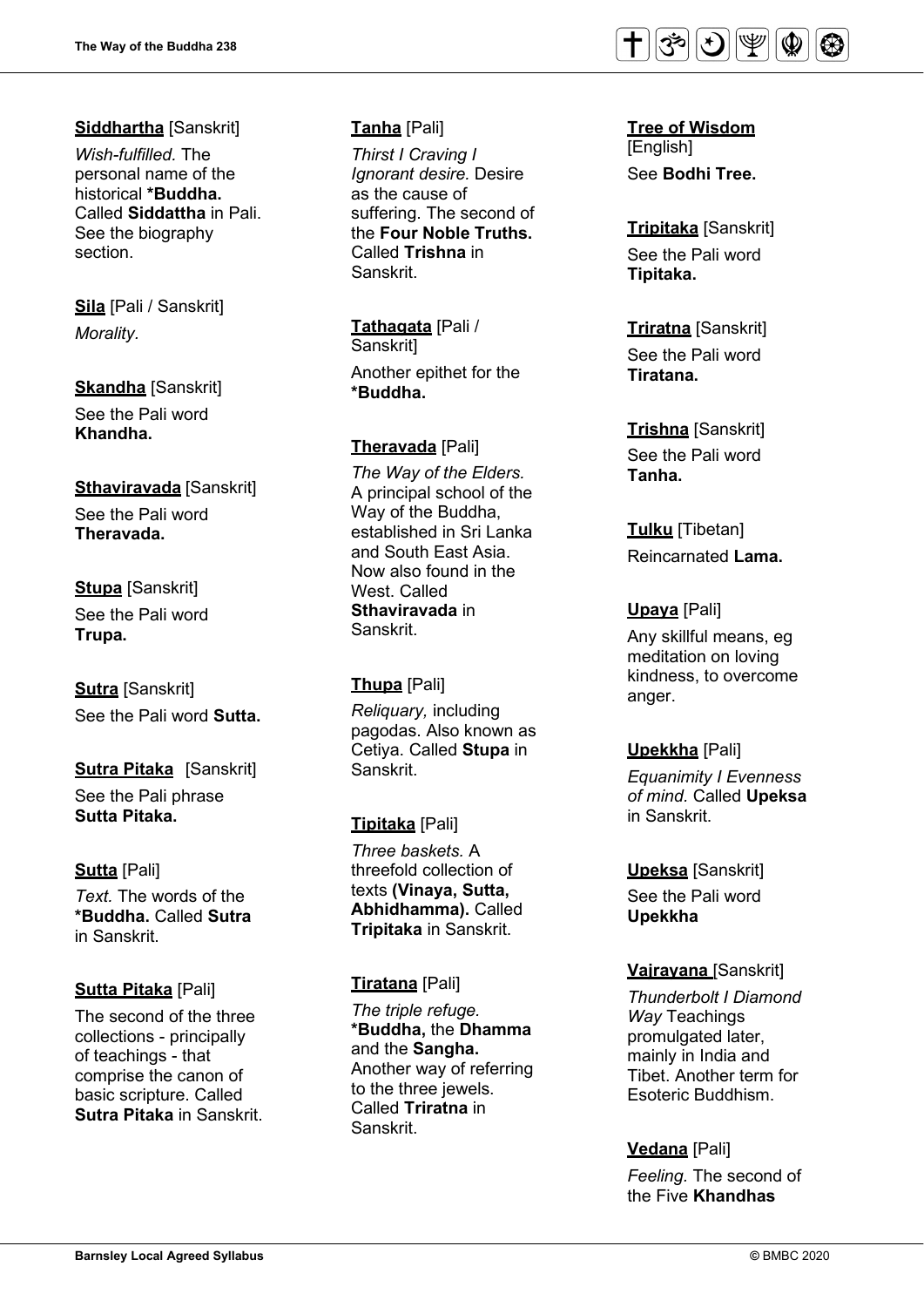**Siddhartha** [Sanskrit]

*Wish-fulfilled.* The personal name of the historical ***Buddha.** Called **Siddattha** in Pali. See the biography section.

**Sila** [Pali / Sanskrit]

*Morality.*

**Skandha** [Sanskrit]

See the Pali word **Khandha.**

**Sthaviravada** [Sanskrit]

See the Pali word **Theravada.**

**Stupa** [Sanskrit]

See the Pali word **Trupa.**

**Sutra** [Sanskrit]

See the Pali word **Sutta.**

**Sutra Pitaka** [Sanskrit]

See the Pali phrase **Sutta Pitaka.**

**Sutta** [Pali]

*Text.* The words of the ***Buddha.** Called **Sutra** in Sanskrit.

**Sutta Pitaka** [Pali]

The second of the three collections - principally of teachings - that comprise the canon of basic scripture. Called **Sutra Pitaka** in Sanskrit.

**Tanha** [Pali]

*Thirst I Craving I Ignorant desire.* Desire as the cause of suffering. The second of the **Four Noble Truths.** Called **Trishna** in Sanskrit.

**Tathagata** [Pali / Sanskrit]

Another epithet for the ***Buddha.**

**Theravada** [Pali]

*The Way of the Elders.* A principal school of the Way of the Buddha, established in Sri Lanka and South East Asia. Now also found in the West. Called **Sthaviravada** in Sanskrit.

**Thupa** [Pali]

*Reliquary,* including pagodas. Also known as Cetiya. Called **Stupa** in Sanskrit.

**Tipitaka** [Pali]

*Three baskets.* A threefold collection of texts **(Vinaya, Sutta, Abhidhamma).** Called **Tripitaka** in Sanskrit.

**Tiratana** [Pali]

*The triple refuge.* ***Buddha,** the **Dhamma** and the **Sangha.** Another way of referring to the three jewels. Called **Triratna** in Sanskrit.

**Tree of Wisdom** [English]

See **Bodhi Tree.**

**Tripitaka** [Sanskrit]

See the Pali word **Tipitaka.**

**Triratna** [Sanskrit]

See the Pali word **Tiratana.**

**Trishna** [Sanskrit]

See the Pali word **Tanha.**

**Tulku** [Tibetan]

Reincarnated **Lama.**

**Upaya** [Pali]

Any skillful means, eg meditation on loving kindness, to overcome anger.

**Upekkha** [Pali]

*Equanimity I Evenness of mind.* Called **Upeksa** in Sanskrit.

**Upeksa** [Sanskrit]

See the Pali word **Upekkha**

**Vajrayana** [Sanskrit]

*Thunderbolt I Diamond Way* Teachings promulgated later, mainly in India and Tibet. Another term for Esoteric Buddhism.

**Vedana** [Pali]

*Feeling.* The second of the Five **Khandhas**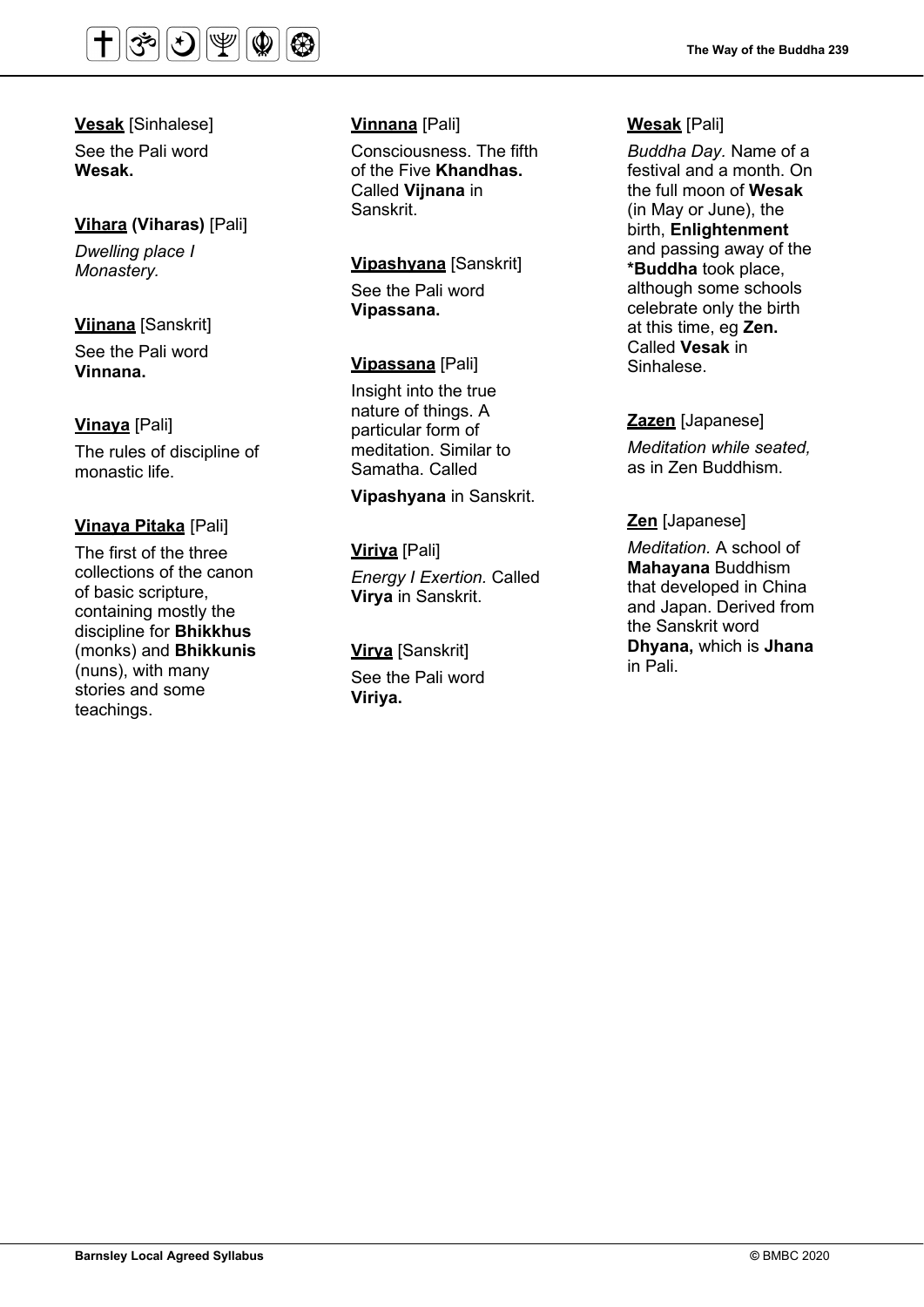**Vesak** [Sinhalese]

See the Pali word **Wesak.**

**Vihara (Viharas)** [Pali]

*Dwelling place I Monastery.*

**Vijnana** [Sanskrit]

See the Pali word **Vinnana.**

**Vinaya** [Pali]

The rules of discipline of monastic life.

**Vinaya Pitaka** [Pali]

The first of the three collections of the canon of basic scripture, containing mostly the discipline for **Bhikkhus** (monks) and **Bhikkunis** (nuns), with many stories and some teachings.

**Vinnana** [Pali]

Consciousness. The fifth of the Five **Khandhas.** Called **Vijnana** in Sanskrit.

**Vipashyana** [Sanskrit]

See the Pali word **Vipassana.**

**Vipassana** [Pali]

Insight into the true nature of things. A particular form of meditation. Similar to Samatha. Called **Vipashyana** in Sanskrit.

**Viriya** [Pali]

*Energy I Exertion.* Called **Virya** in Sanskrit.

**Virya** [Sanskrit]

See the Pali word **Viriya.**

**Wesak** [Pali]

*Buddha Day.* Name of a festival and a month. On the full moon of **Wesak** (in May or June), the birth, **Enlightenment** and passing away of the ***Buddha** took place, although some schools celebrate only the birth at this time, eg **Zen.** Called **Vesak** in Sinhalese.

**Zazen** [Japanese]

*Meditation while seated,* as in Zen Buddhism.

**Zen** [Japanese]

*Meditation.* A school of **Mahayana** Buddhism that developed in China and Japan. Derived from the Sanskrit word **Dhyana,** which is **Jhana** in Pali.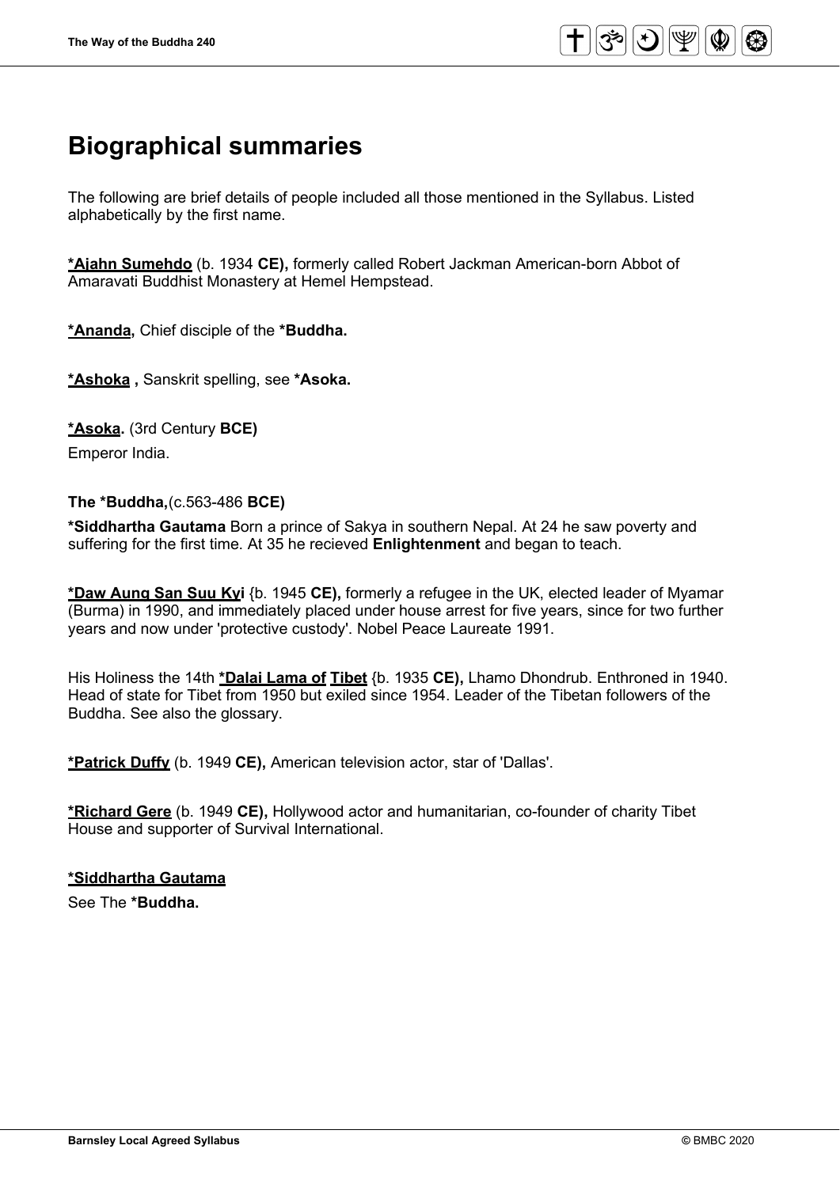# Biographical summaries

The following are brief details of people included all those mentioned in the Syllabus. Listed alphabetically by the first name.

**<u>*Ajahn Sumehdo</u>** (b. 1934 **CE),** formerly called Robert Jackman American-born Abbot of Amaravati Buddhist Monastery at Hemel Hempstead.

**<u>*Ananda</u>,** Chief disciple of the ***Buddha.**

**<u>*Ashoka</u> ,** Sanskrit spelling, see ***Asoka.**

**<u>*Asoka</u>.** (3rd Century **BCE)**

Emperor India.

**The *Buddha,**(c.563-486 **BCE)**

***Siddhartha Gautama** Born a prince of Sakya in southern Nepal. At 24 he saw poverty and suffering for the first time. At 35 he recieved **Enlightenment** and began to teach.

**<u>*Daw Aung San Suu Kyi</u>** {b. 1945 **CE),** formerly a refugee in the UK, elected leader of Myamar (Burma) in 1990, and immediately placed under house arrest for five years, since for two further years and now under 'protective custody'. Nobel Peace Laureate 1991.

His Holiness the 14th **<u>*Dalai Lama of</u> <u>Tibet</u>** {b. 1935 **CE),** Lhamo Dhondrub. Enthroned in 1940. Head of state for Tibet from 1950 but exiled since 1954. Leader of the Tibetan followers of the Buddha. See also the glossary.

**<u>*Patrick Duffy</u>** (b. 1949 **CE),** American television actor, star of 'Dallas'.

**<u>*Richard Gere</u>** (b. 1949 **CE),** Hollywood actor and humanitarian, co-founder of charity Tibet House and supporter of Survival International.

**<u>*Siddhartha Gautama</u>**

See The ***Buddha.**